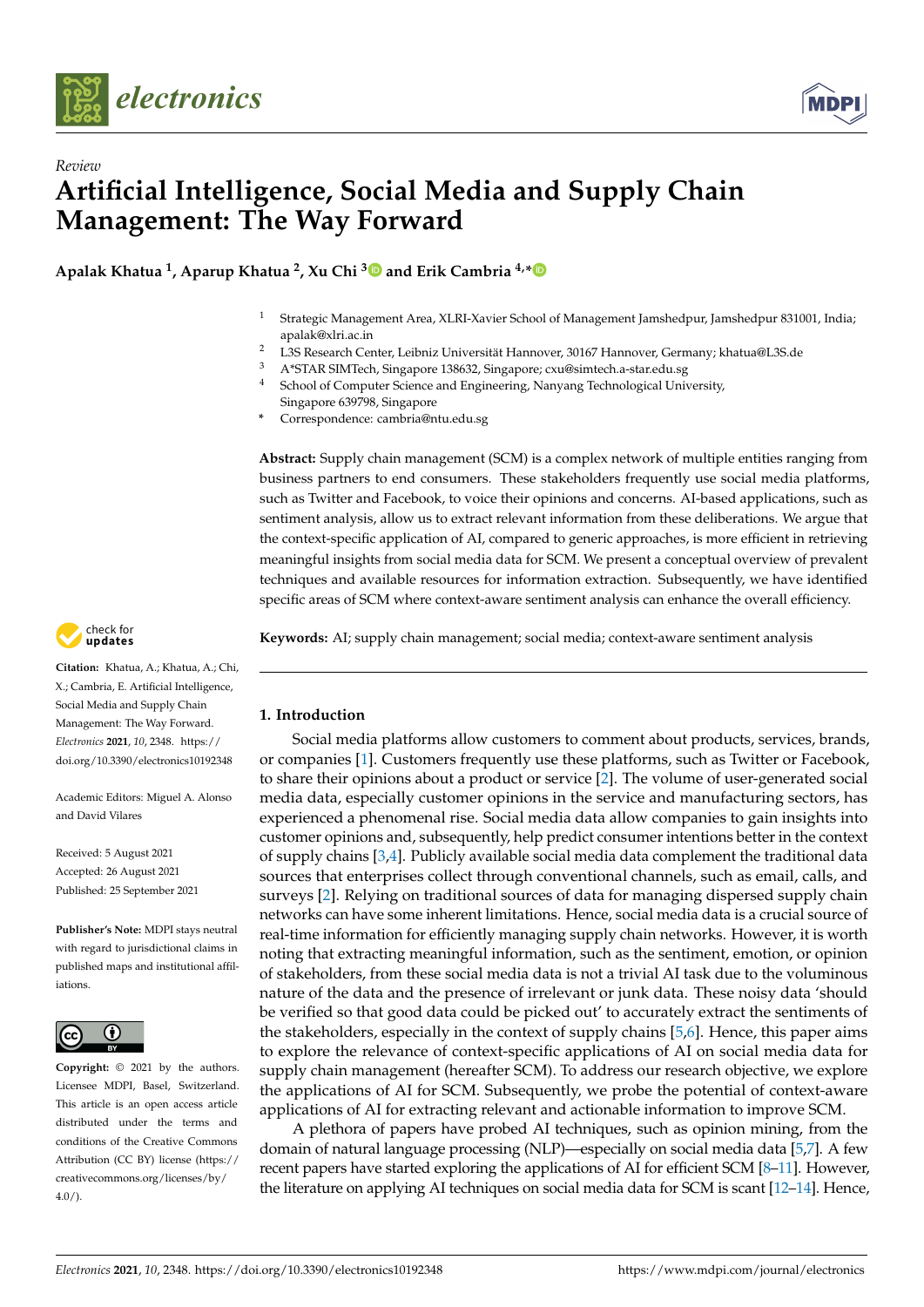Review

# Artificial Intelligence, Social Media and Supply Chain Management: The Way Forward

**Apalak Khatua [1], Aparup Khatua [2], Xu Chi [3] and Erik Cambria [4,*]**

[1] Strategic Management Area, XLRI-Xavier School of Management Jamshedpur, Jamshedpur 831001, India; apalak@xlri.ac.in
[2] L3S Research Center, Leibniz Universität Hannover, 30167 Hannover, Germany; khatua@L3S.de
[3] A*STAR SIMTech, Singapore 138632, Singapore; cxu@simtech.a-star.edu.sg
[4] School of Computer Science and Engineering, Nanyang Technological University, Singapore 639798, Singapore
* Correspondence: cambria@ntu.edu.sg

**Abstract:** Supply chain management (SCM) is a complex network of multiple entities ranging from business partners to end consumers. These stakeholders frequently use social media platforms, such as Twitter and Facebook, to voice their opinions and concerns. AI-based applications, such as sentiment analysis, allow us to extract relevant information from these deliberations. We argue that the context-specific application of AI, compared to generic approaches, is more efficient in retrieving meaningful insights from social media data for SCM. We present a conceptual overview of prevalent techniques and available resources for information extraction. Subsequently, we have identified specific areas of SCM where context-aware sentiment analysis can enhance the overall efficiency.

**Keywords:** AI; supply chain management; social media; context-aware sentiment analysis

**Citation:** Khatua, A.; Khatua, A.; Chi, X.; Cambria, E. Artificial Intelligence, Social Media and Supply Chain Management: The Way Forward. *Electronics* **2021**, *10*, 2348. https://doi.org/10.3390/electronics10192348

Academic Editors: Miguel A. Alonso and David Vilares

Received: 5 August 2021
Accepted: 26 August 2021
Published: 25 September 2021

**Publisher's Note:** MDPI stays neutral with regard to jurisdictional claims in published maps and institutional affiliations.

**Copyright:** © 2021 by the authors. Licensee MDPI, Basel, Switzerland. This article is an open access article distributed under the terms and conditions of the Creative Commons Attribution (CC BY) license (https://creativecommons.org/licenses/by/4.0/).

## 1. Introduction

Social media platforms allow customers to comment about products, services, brands, or companies [1]. Customers frequently use these platforms, such as Twitter or Facebook, to share their opinions about a product or service [2]. The volume of user-generated social media data, especially customer opinions in the service and manufacturing sectors, has experienced a phenomenal rise. Social media data allow companies to gain insights into customer opinions and, subsequently, help predict consumer intentions better in the context of supply chains [3,4]. Publicly available social media data complement the traditional data sources that enterprises collect through conventional channels, such as email, calls, and surveys [2]. Relying on traditional sources of data for managing dispersed supply chain networks can have some inherent limitations. Hence, social media data is a crucial source of real-time information for efficiently managing supply chain networks. However, it is worth noting that extracting meaningful information, such as the sentiment, emotion, or opinion of stakeholders, from these social media data is not a trivial AI task due to the voluminous nature of the data and the presence of irrelevant or junk data. These noisy data 'should be verified so that good data could be picked out' to accurately extract the sentiments of the stakeholders, especially in the context of supply chains [5,6]. Hence, this paper aims to explore the relevance of context-specific applications of AI on social media data for supply chain management (hereafter SCM). To address our research objective, we explore the applications of AI for SCM. Subsequently, we probe the potential of context-aware applications of AI for extracting relevant and actionable information to improve SCM.

A plethora of papers have probed AI techniques, such as opinion mining, from the domain of natural language processing (NLP)—especially on social media data [5,7]. A few recent papers have started exploring the applications of AI for efficient SCM [8–11]. However, the literature on applying AI techniques on social media data for SCM is scant [12–14]. Hence,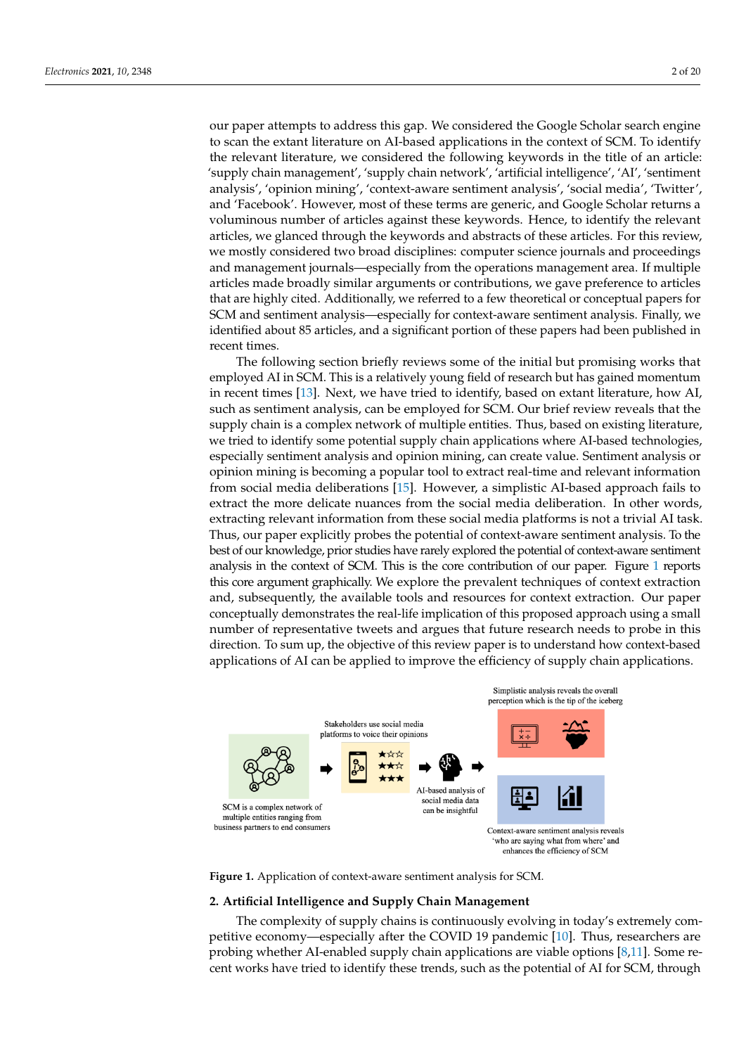our paper attempts to address this gap. We considered the Google Scholar search engine to scan the extant literature on AI-based applications in the context of SCM. To identify the relevant literature, we considered the following keywords in the title of an article: 'supply chain management', 'supply chain network', 'artificial intelligence', 'AI', 'sentiment analysis', 'opinion mining', 'context-aware sentiment analysis', 'social media', 'Twitter', and 'Facebook'. However, most of these terms are generic, and Google Scholar returns a voluminous number of articles against these keywords. Hence, to identify the relevant articles, we glanced through the keywords and abstracts of these articles. For this review, we mostly considered two broad disciplines: computer science journals and proceedings and management journals—especially from the operations management area. If multiple articles made broadly similar arguments or contributions, we gave preference to articles that are highly cited. Additionally, we referred to a few theoretical or conceptual papers for SCM and sentiment analysis—especially for context-aware sentiment analysis. Finally, we identified about 85 articles, and a significant portion of these papers had been published in recent times.

The following section briefly reviews some of the initial but promising works that employed AI in SCM. This is a relatively young field of research but has gained momentum in recent times [13]. Next, we have tried to identify, based on extant literature, how AI, such as sentiment analysis, can be employed for SCM. Our brief review reveals that the supply chain is a complex network of multiple entities. Thus, based on existing literature, we tried to identify some potential supply chain applications where AI-based technologies, especially sentiment analysis and opinion mining, can create value. Sentiment analysis or opinion mining is becoming a popular tool to extract real-time and relevant information from social media deliberations [15]. However, a simplistic AI-based approach fails to extract the more delicate nuances from the social media deliberation. In other words, extracting relevant information from these social media platforms is not a trivial AI task. Thus, our paper explicitly probes the potential of context-aware sentiment analysis. To the best of our knowledge, prior studies have rarely explored the potential of context-aware sentiment analysis in the context of SCM. This is the core contribution of our paper. Figure 1 reports this core argument graphically. We explore the prevalent techniques of context extraction and, subsequently, the available tools and resources for context extraction. Our paper conceptually demonstrates the real-life implication of this proposed approach using a small number of representative tweets and argues that future research needs to probe in this direction. To sum up, the objective of this review paper is to understand how context-based applications of AI can be applied to improve the efficiency of supply chain applications.

SCM is a complex network of multiple entities ranging from business partners to end consumers

Stakeholders use social media platforms to voice their opinions

AI-based analysis of social media data can be insightful

Simplistic analysis reveals the overall perception which is the tip of the iceberg

Context-aware sentiment analysis reveals 'who are saying what from where' and enhances the efficiency of SCM

**Figure 1.** Application of context-aware sentiment analysis for SCM.

## 2. Artificial Intelligence and Supply Chain Management

The complexity of supply chains is continuously evolving in today's extremely competitive economy—especially after the COVID 19 pandemic [10]. Thus, researchers are probing whether AI-enabled supply chain applications are viable options [8,11]. Some recent works have tried to identify these trends, such as the potential of AI for SCM, through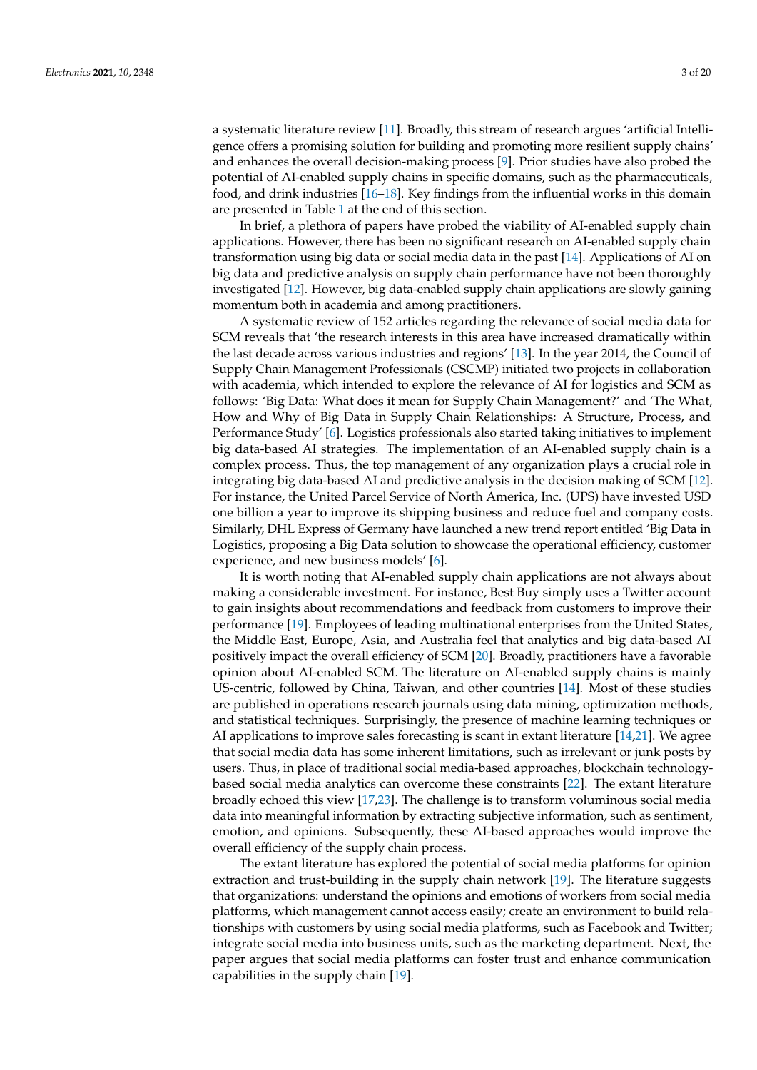a systematic literature review [11]. Broadly, this stream of research argues 'artificial Intelligence offers a promising solution for building and promoting more resilient supply chains' and enhances the overall decision-making process [9]. Prior studies have also probed the potential of AI-enabled supply chains in specific domains, such as the pharmaceuticals, food, and drink industries [16–18]. Key findings from the influential works in this domain are presented in Table 1 at the end of this section.

In brief, a plethora of papers have probed the viability of AI-enabled supply chain applications. However, there has been no significant research on AI-enabled supply chain transformation using big data or social media data in the past [14]. Applications of AI on big data and predictive analysis on supply chain performance have not been thoroughly investigated [12]. However, big data-enabled supply chain applications are slowly gaining momentum both in academia and among practitioners.

A systematic review of 152 articles regarding the relevance of social media data for SCM reveals that 'the research interests in this area have increased dramatically within the last decade across various industries and regions' [13]. In the year 2014, the Council of Supply Chain Management Professionals (CSCMP) initiated two projects in collaboration with academia, which intended to explore the relevance of AI for logistics and SCM as follows: 'Big Data: What does it mean for Supply Chain Management?' and 'The What, How and Why of Big Data in Supply Chain Relationships: A Structure, Process, and Performance Study' [6]. Logistics professionals also started taking initiatives to implement big data-based AI strategies. The implementation of an AI-enabled supply chain is a complex process. Thus, the top management of any organization plays a crucial role in integrating big data-based AI and predictive analysis in the decision making of SCM [12]. For instance, the United Parcel Service of North America, Inc. (UPS) have invested USD one billion a year to improve its shipping business and reduce fuel and company costs. Similarly, DHL Express of Germany have launched a new trend report entitled 'Big Data in Logistics, proposing a Big Data solution to showcase the operational efficiency, customer experience, and new business models' [6].

It is worth noting that AI-enabled supply chain applications are not always about making a considerable investment. For instance, Best Buy simply uses a Twitter account to gain insights about recommendations and feedback from customers to improve their performance [19]. Employees of leading multinational enterprises from the United States, the Middle East, Europe, Asia, and Australia feel that analytics and big data-based AI positively impact the overall efficiency of SCM [20]. Broadly, practitioners have a favorable opinion about AI-enabled SCM. The literature on AI-enabled supply chains is mainly US-centric, followed by China, Taiwan, and other countries [14]. Most of these studies are published in operations research journals using data mining, optimization methods, and statistical techniques. Surprisingly, the presence of machine learning techniques or AI applications to improve sales forecasting is scant in extant literature [14,21]. We agree that social media data has some inherent limitations, such as irrelevant or junk posts by users. Thus, in place of traditional social media-based approaches, blockchain technology-based social media analytics can overcome these constraints [22]. The extant literature broadly echoed this view [17,23]. The challenge is to transform voluminous social media data into meaningful information by extracting subjective information, such as sentiment, emotion, and opinions. Subsequently, these AI-based approaches would improve the overall efficiency of the supply chain process.

The extant literature has explored the potential of social media platforms for opinion extraction and trust-building in the supply chain network [19]. The literature suggests that organizations: understand the opinions and emotions of workers from social media platforms, which management cannot access easily; create an environment to build relationships with customers by using social media platforms, such as Facebook and Twitter; integrate social media into business units, such as the marketing department. Next, the paper argues that social media platforms can foster trust and enhance communication capabilities in the supply chain [19].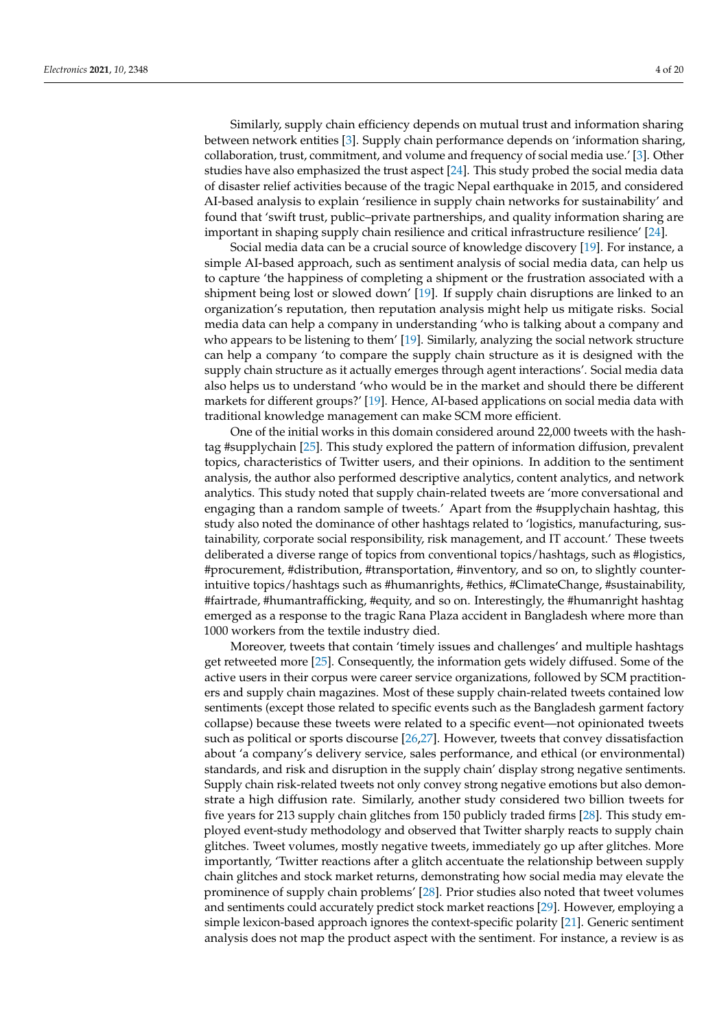Similarly, supply chain efficiency depends on mutual trust and information sharing between network entities [3]. Supply chain performance depends on 'information sharing, collaboration, trust, commitment, and volume and frequency of social media use.' [3]. Other studies have also emphasized the trust aspect [24]. This study probed the social media data of disaster relief activities because of the tragic Nepal earthquake in 2015, and considered AI-based analysis to explain 'resilience in supply chain networks for sustainability' and found that 'swift trust, public–private partnerships, and quality information sharing are important in shaping supply chain resilience and critical infrastructure resilience' [24].

Social media data can be a crucial source of knowledge discovery [19]. For instance, a simple AI-based approach, such as sentiment analysis of social media data, can help us to capture 'the happiness of completing a shipment or the frustration associated with a shipment being lost or slowed down' [19]. If supply chain disruptions are linked to an organization's reputation, then reputation analysis might help us mitigate risks. Social media data can help a company in understanding 'who is talking about a company and who appears to be listening to them' [19]. Similarly, analyzing the social network structure can help a company 'to compare the supply chain structure as it is designed with the supply chain structure as it actually emerges through agent interactions'. Social media data also helps us to understand 'who would be in the market and should there be different markets for different groups?' [19]. Hence, AI-based applications on social media data with traditional knowledge management can make SCM more efficient.

One of the initial works in this domain considered around 22,000 tweets with the hashtag #supplychain [25]. This study explored the pattern of information diffusion, prevalent topics, characteristics of Twitter users, and their opinions. In addition to the sentiment analysis, the author also performed descriptive analytics, content analytics, and network analytics. This study noted that supply chain-related tweets are 'more conversational and engaging than a random sample of tweets.' Apart from the #supplychain hashtag, this study also noted the dominance of other hashtags related to 'logistics, manufacturing, sustainability, corporate social responsibility, risk management, and IT account.' These tweets deliberated a diverse range of topics from conventional topics/hashtags, such as #logistics, #procurement, #distribution, #transportation, #inventory, and so on, to slightly counter-intuitive topics/hashtags such as #humanrights, #ethics, #ClimateChange, #sustainability, #fairtrade, #humantrafficking, #equity, and so on. Interestingly, the #humanright hashtag emerged as a response to the tragic Rana Plaza accident in Bangladesh where more than 1000 workers from the textile industry died.

Moreover, tweets that contain 'timely issues and challenges' and multiple hashtags get retweeted more [25]. Consequently, the information gets widely diffused. Some of the active users in their corpus were career service organizations, followed by SCM practitioners and supply chain magazines. Most of these supply chain-related tweets contained low sentiments (except those related to specific events such as the Bangladesh garment factory collapse) because these tweets were related to a specific event—not opinionated tweets such as political or sports discourse [26,27]. However, tweets that convey dissatisfaction about 'a company's delivery service, sales performance, and ethical (or environmental) standards, and risk and disruption in the supply chain' display strong negative sentiments. Supply chain risk-related tweets not only convey strong negative emotions but also demonstrate a high diffusion rate. Similarly, another study considered two billion tweets for five years for 213 supply chain glitches from 150 publicly traded firms [28]. This study employed event-study methodology and observed that Twitter sharply reacts to supply chain glitches. Tweet volumes, mostly negative tweets, immediately go up after glitches. More importantly, 'Twitter reactions after a glitch accentuate the relationship between supply chain glitches and stock market returns, demonstrating how social media may elevate the prominence of supply chain problems' [28]. Prior studies also noted that tweet volumes and sentiments could accurately predict stock market reactions [29]. However, employing a simple lexicon-based approach ignores the context-specific polarity [21]. Generic sentiment analysis does not map the product aspect with the sentiment. For instance, a review is as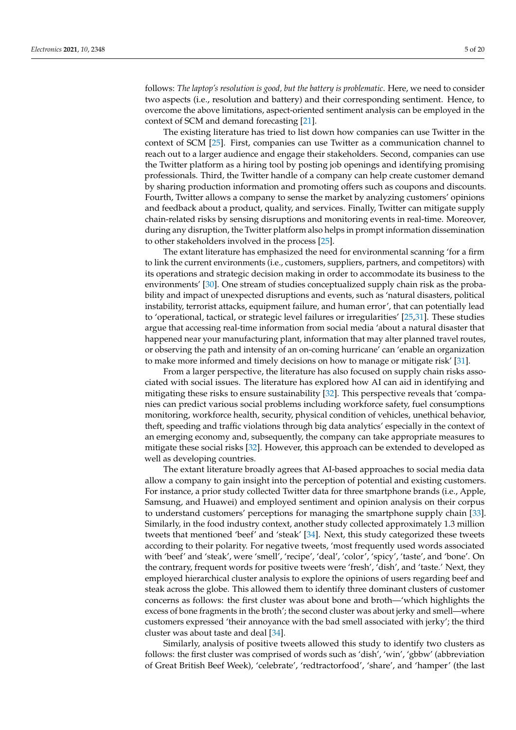follows: *The laptop's resolution is good, but the battery is problematic*. Here, we need to consider two aspects (i.e., resolution and battery) and their corresponding sentiment. Hence, to overcome the above limitations, aspect-oriented sentiment analysis can be employed in the context of SCM and demand forecasting [21].

The existing literature has tried to list down how companies can use Twitter in the context of SCM [25]. First, companies can use Twitter as a communication channel to reach out to a larger audience and engage their stakeholders. Second, companies can use the Twitter platform as a hiring tool by posting job openings and identifying promising professionals. Third, the Twitter handle of a company can help create customer demand by sharing production information and promoting offers such as coupons and discounts. Fourth, Twitter allows a company to sense the market by analyzing customers' opinions and feedback about a product, quality, and services. Finally, Twitter can mitigate supply chain-related risks by sensing disruptions and monitoring events in real-time. Moreover, during any disruption, the Twitter platform also helps in prompt information dissemination to other stakeholders involved in the process [25].

The extant literature has emphasized the need for environmental scanning 'for a firm to link the current environments (i.e., customers, suppliers, partners, and competitors) with its operations and strategic decision making in order to accommodate its business to the environments' [30]. One stream of studies conceptualized supply chain risk as the probability and impact of unexpected disruptions and events, such as 'natural disasters, political instability, terrorist attacks, equipment failure, and human error', that can potentially lead to 'operational, tactical, or strategic level failures or irregularities' [25,31]. These studies argue that accessing real-time information from social media 'about a natural disaster that happened near your manufacturing plant, information that may alter planned travel routes, or observing the path and intensity of an on-coming hurricane' can 'enable an organization to make more informed and timely decisions on how to manage or mitigate risk' [31].

From a larger perspective, the literature has also focused on supply chain risks associated with social issues. The literature has explored how AI can aid in identifying and mitigating these risks to ensure sustainability [32]. This perspective reveals that 'companies can predict various social problems including workforce safety, fuel consumptions monitoring, workforce health, security, physical condition of vehicles, unethical behavior, theft, speeding and traffic violations through big data analytics' especially in the context of an emerging economy and, subsequently, the company can take appropriate measures to mitigate these social risks [32]. However, this approach can be extended to developed as well as developing countries.

The extant literature broadly agrees that AI-based approaches to social media data allow a company to gain insight into the perception of potential and existing customers. For instance, a prior study collected Twitter data for three smartphone brands (i.e., Apple, Samsung, and Huawei) and employed sentiment and opinion analysis on their corpus to understand customers' perceptions for managing the smartphone supply chain [33]. Similarly, in the food industry context, another study collected approximately 1.3 million tweets that mentioned 'beef' and 'steak' [34]. Next, this study categorized these tweets according to their polarity. For negative tweets, 'most frequently used words associated with 'beef' and 'steak', were 'smell', 'recipe', 'deal', 'color', 'spicy', 'taste', and 'bone'. On the contrary, frequent words for positive tweets were 'fresh', 'dish', and 'taste.' Next, they employed hierarchical cluster analysis to explore the opinions of users regarding beef and steak across the globe. This allowed them to identify three dominant clusters of customer concerns as follows: the first cluster was about bone and broth—'which highlights the excess of bone fragments in the broth'; the second cluster was about jerky and smell—where customers expressed 'their annoyance with the bad smell associated with jerky'; the third cluster was about taste and deal [34].

Similarly, analysis of positive tweets allowed this study to identify two clusters as follows: the first cluster was comprised of words such as 'dish', 'win', 'gbbw' (abbreviation of Great British Beef Week), 'celebrate', 'redtractorfood', 'share', and 'hamper' (the last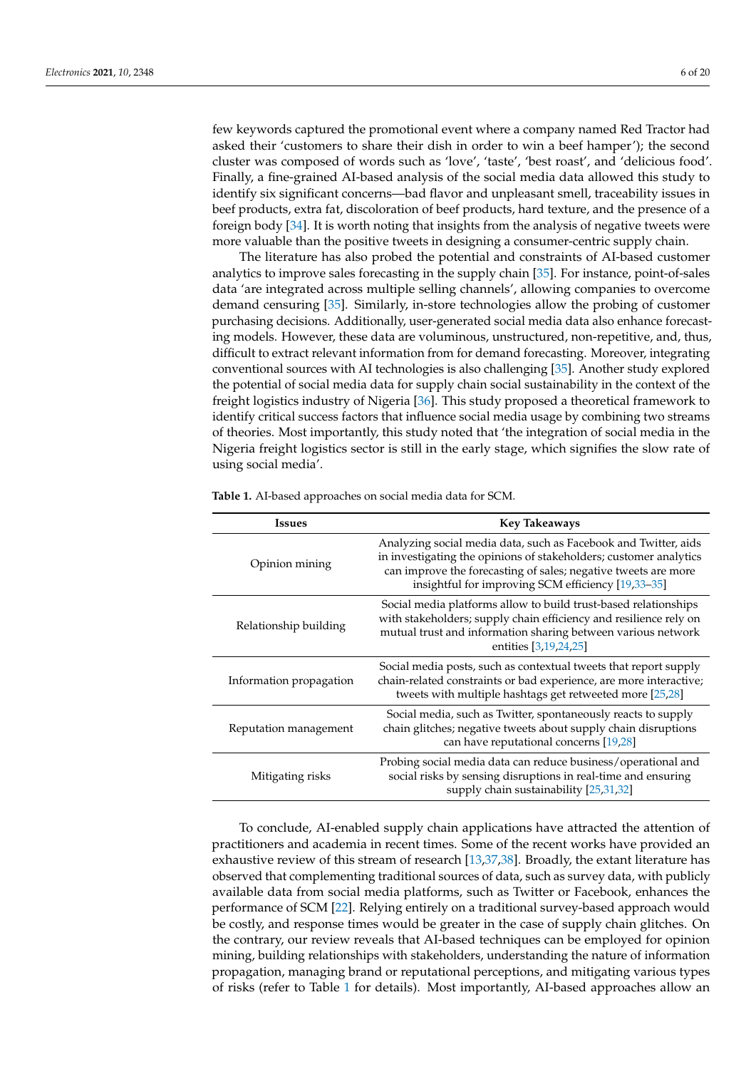few keywords captured the promotional event where a company named Red Tractor had asked their 'customers to share their dish in order to win a beef hamper'); the second cluster was composed of words such as 'love', 'taste', 'best roast', and 'delicious food'. Finally, a fine-grained AI-based analysis of the social media data allowed this study to identify six significant concerns—bad flavor and unpleasant smell, traceability issues in beef products, extra fat, discoloration of beef products, hard texture, and the presence of a foreign body [34]. It is worth noting that insights from the analysis of negative tweets were more valuable than the positive tweets in designing a consumer-centric supply chain.

The literature has also probed the potential and constraints of AI-based customer analytics to improve sales forecasting in the supply chain [35]. For instance, point-of-sales data 'are integrated across multiple selling channels', allowing companies to overcome demand censuring [35]. Similarly, in-store technologies allow the probing of customer purchasing decisions. Additionally, user-generated social media data also enhance forecasting models. However, these data are voluminous, unstructured, non-repetitive, and, thus, difficult to extract relevant information from for demand forecasting. Moreover, integrating conventional sources with AI technologies is also challenging [35]. Another study explored the potential of social media data for supply chain social sustainability in the context of the freight logistics industry of Nigeria [36]. This study proposed a theoretical framework to identify critical success factors that influence social media usage by combining two streams of theories. Most importantly, this study noted that 'the integration of social media in the Nigeria freight logistics sector is still in the early stage, which signifies the slow rate of using social media'.

**Table 1.** AI-based approaches on social media data for SCM.

| Issues | Key Takeaways |
| --- | --- |
| Opinion mining | Analyzing social media data, such as Facebook and Twitter, aids in investigating the opinions of stakeholders; customer analytics can improve the forecasting of sales; negative tweets are more insightful for improving SCM efficiency [19,33–35] |
| Relationship building | Social media platforms allow to build trust-based relationships with stakeholders; supply chain efficiency and resilience rely on mutual trust and information sharing between various network entities [3,19,24,25] |
| Information propagation | Social media posts, such as contextual tweets that report supply chain-related constraints or bad experience, are more interactive; tweets with multiple hashtags get retweeted more [25,28] |
| Reputation management | Social media, such as Twitter, spontaneously reacts to supply chain glitches; negative tweets about supply chain disruptions can have reputational concerns [19,28] |
| Mitigating risks | Probing social media data can reduce business/operational and social risks by sensing disruptions in real-time and ensuring supply chain sustainability [25,31,32] |

To conclude, AI-enabled supply chain applications have attracted the attention of practitioners and academia in recent times. Some of the recent works have provided an exhaustive review of this stream of research [13,37,38]. Broadly, the extant literature has observed that complementing traditional sources of data, such as survey data, with publicly available data from social media platforms, such as Twitter or Facebook, enhances the performance of SCM [22]. Relying entirely on a traditional survey-based approach would be costly, and response times would be greater in the case of supply chain glitches. On the contrary, our review reveals that AI-based techniques can be employed for opinion mining, building relationships with stakeholders, understanding the nature of information propagation, managing brand or reputational perceptions, and mitigating various types of risks (refer to Table 1 for details). Most importantly, AI-based approaches allow an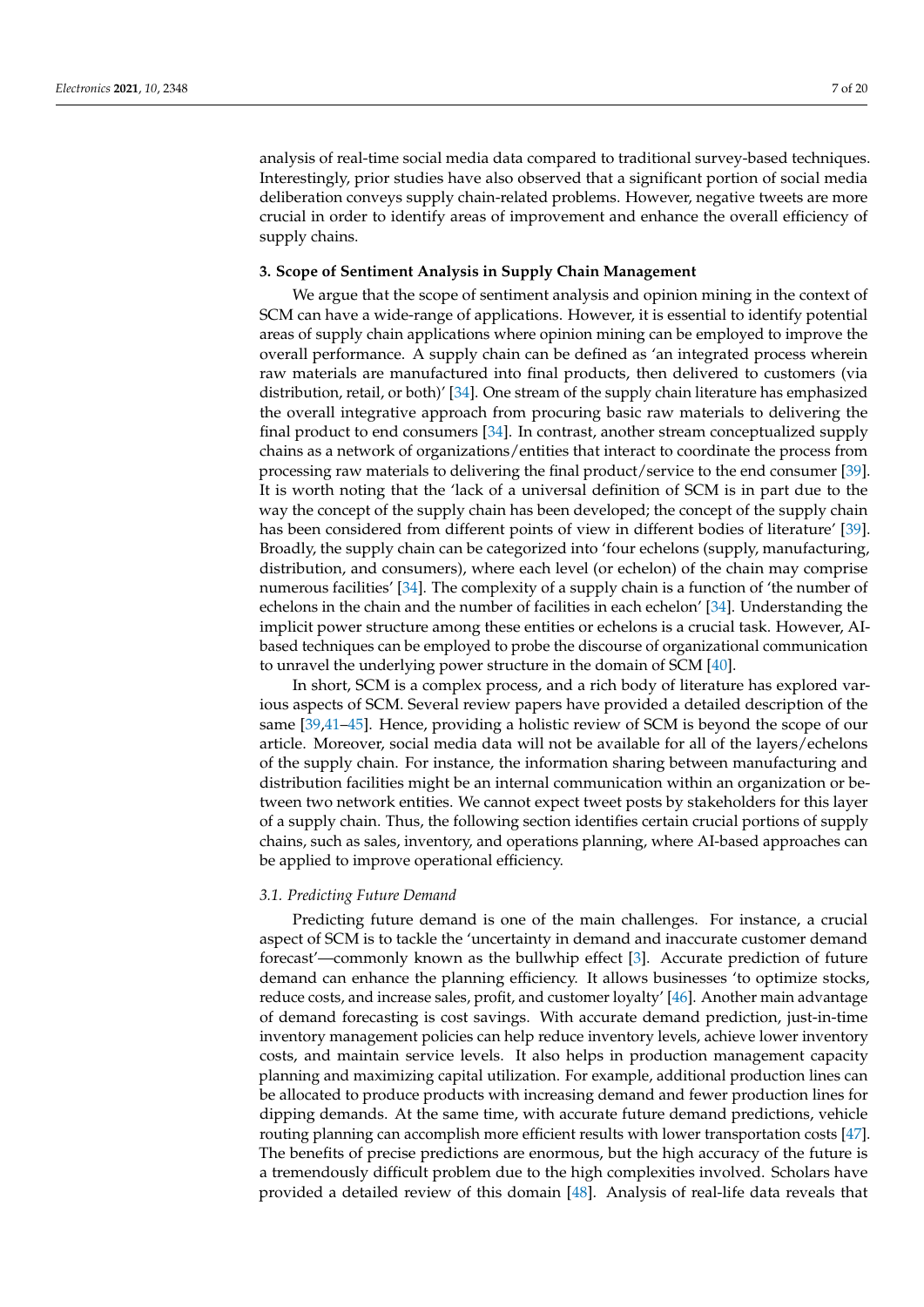analysis of real-time social media data compared to traditional survey-based techniques. Interestingly, prior studies have also observed that a significant portion of social media deliberation conveys supply chain-related problems. However, negative tweets are more crucial in order to identify areas of improvement and enhance the overall efficiency of supply chains.

## 3. Scope of Sentiment Analysis in Supply Chain Management

We argue that the scope of sentiment analysis and opinion mining in the context of SCM can have a wide-range of applications. However, it is essential to identify potential areas of supply chain applications where opinion mining can be employed to improve the overall performance. A supply chain can be defined as 'an integrated process wherein raw materials are manufactured into final products, then delivered to customers (via distribution, retail, or both)' [34]. One stream of the supply chain literature has emphasized the overall integrative approach from procuring basic raw materials to delivering the final product to end consumers [34]. In contrast, another stream conceptualized supply chains as a network of organizations/entities that interact to coordinate the process from processing raw materials to delivering the final product/service to the end consumer [39]. It is worth noting that the 'lack of a universal definition of SCM is in part due to the way the concept of the supply chain has been developed; the concept of the supply chain has been considered from different points of view in different bodies of literature' [39]. Broadly, the supply chain can be categorized into 'four echelons (supply, manufacturing, distribution, and consumers), where each level (or echelon) of the chain may comprise numerous facilities' [34]. The complexity of a supply chain is a function of 'the number of echelons in the chain and the number of facilities in each echelon' [34]. Understanding the implicit power structure among these entities or echelons is a crucial task. However, AI-based techniques can be employed to probe the discourse of organizational communication to unravel the underlying power structure in the domain of SCM [40].

In short, SCM is a complex process, and a rich body of literature has explored various aspects of SCM. Several review papers have provided a detailed description of the same [39,41–45]. Hence, providing a holistic review of SCM is beyond the scope of our article. Moreover, social media data will not be available for all of the layers/echelons of the supply chain. For instance, the information sharing between manufacturing and distribution facilities might be an internal communication within an organization or between two network entities. We cannot expect tweet posts by stakeholders for this layer of a supply chain. Thus, the following section identifies certain crucial portions of supply chains, such as sales, inventory, and operations planning, where AI-based approaches can be applied to improve operational efficiency.

### *3.1. Predicting Future Demand*

Predicting future demand is one of the main challenges. For instance, a crucial aspect of SCM is to tackle the 'uncertainty in demand and inaccurate customer demand forecast'—commonly known as the bullwhip effect [3]. Accurate prediction of future demand can enhance the planning efficiency. It allows businesses 'to optimize stocks, reduce costs, and increase sales, profit, and customer loyalty' [46]. Another main advantage of demand forecasting is cost savings. With accurate demand prediction, just-in-time inventory management policies can help reduce inventory levels, achieve lower inventory costs, and maintain service levels. It also helps in production management capacity planning and maximizing capital utilization. For example, additional production lines can be allocated to produce products with increasing demand and fewer production lines for dipping demands. At the same time, with accurate future demand predictions, vehicle routing planning can accomplish more efficient results with lower transportation costs [47]. The benefits of precise predictions are enormous, but the high accuracy of the future is a tremendously difficult problem due to the high complexities involved. Scholars have provided a detailed review of this domain [48]. Analysis of real-life data reveals that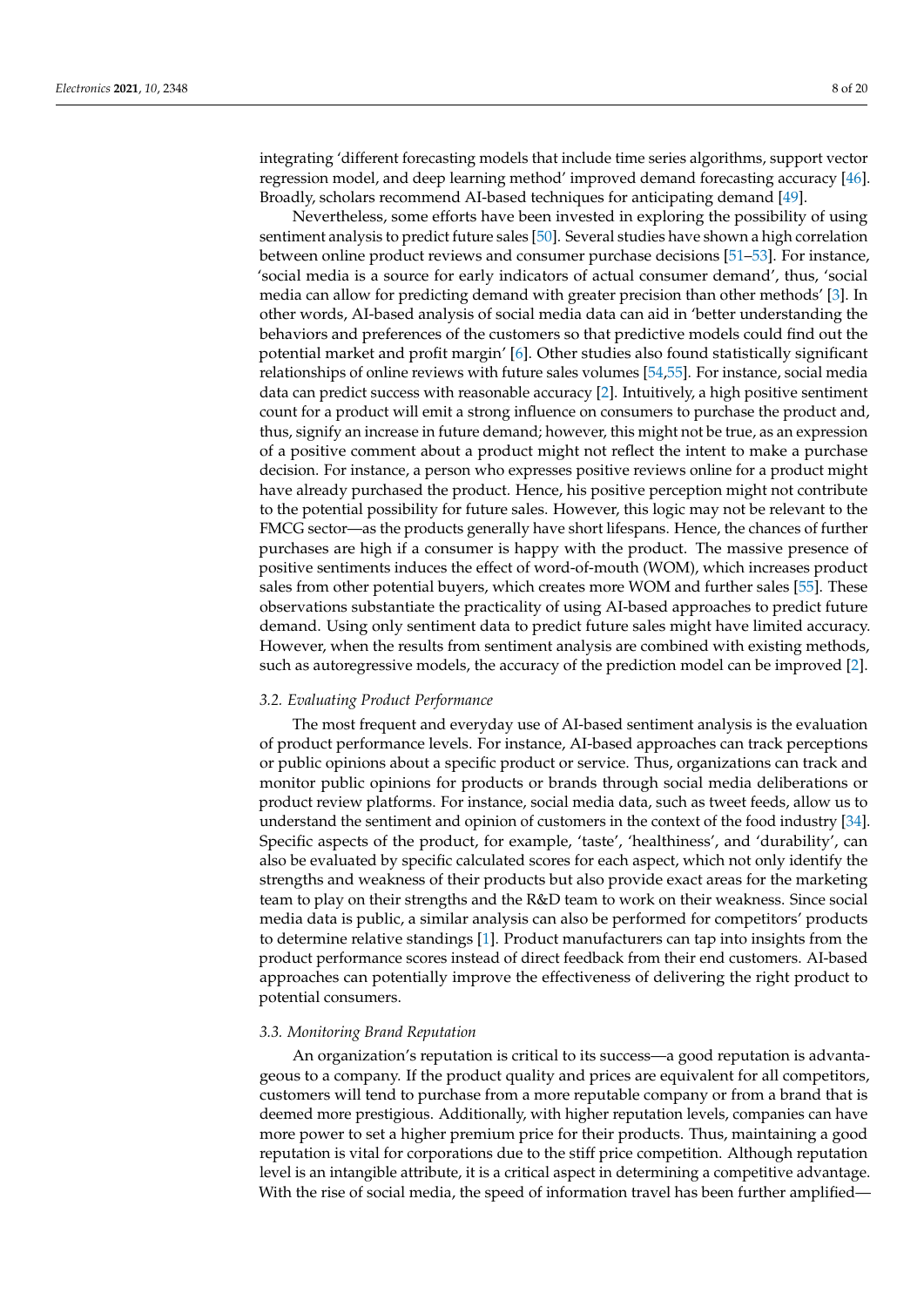integrating 'different forecasting models that include time series algorithms, support vector regression model, and deep learning method' improved demand forecasting accuracy [46]. Broadly, scholars recommend AI-based techniques for anticipating demand [49].

Nevertheless, some efforts have been invested in exploring the possibility of using sentiment analysis to predict future sales [50]. Several studies have shown a high correlation between online product reviews and consumer purchase decisions [51–53]. For instance, 'social media is a source for early indicators of actual consumer demand', thus, 'social media can allow for predicting demand with greater precision than other methods' [3]. In other words, AI-based analysis of social media data can aid in 'better understanding the behaviors and preferences of the customers so that predictive models could find out the potential market and profit margin' [6]. Other studies also found statistically significant relationships of online reviews with future sales volumes [54,55]. For instance, social media data can predict success with reasonable accuracy [2]. Intuitively, a high positive sentiment count for a product will emit a strong influence on consumers to purchase the product and, thus, signify an increase in future demand; however, this might not be true, as an expression of a positive comment about a product might not reflect the intent to make a purchase decision. For instance, a person who expresses positive reviews online for a product might have already purchased the product. Hence, his positive perception might not contribute to the potential possibility for future sales. However, this logic may not be relevant to the FMCG sector—as the products generally have short lifespans. Hence, the chances of further purchases are high if a consumer is happy with the product. The massive presence of positive sentiments induces the effect of word-of-mouth (WOM), which increases product sales from other potential buyers, which creates more WOM and further sales [55]. These observations substantiate the practicality of using AI-based approaches to predict future demand. Using only sentiment data to predict future sales might have limited accuracy. However, when the results from sentiment analysis are combined with existing methods, such as autoregressive models, the accuracy of the prediction model can be improved [2].

### 3.2. Evaluating Product Performance

The most frequent and everyday use of AI-based sentiment analysis is the evaluation of product performance levels. For instance, AI-based approaches can track perceptions or public opinions about a specific product or service. Thus, organizations can track and monitor public opinions for products or brands through social media deliberations or product review platforms. For instance, social media data, such as tweet feeds, allow us to understand the sentiment and opinion of customers in the context of the food industry [34]. Specific aspects of the product, for example, 'taste', 'healthiness', and 'durability', can also be evaluated by specific calculated scores for each aspect, which not only identify the strengths and weakness of their products but also provide exact areas for the marketing team to play on their strengths and the R&D team to work on their weakness. Since social media data is public, a similar analysis can also be performed for competitors' products to determine relative standings [1]. Product manufacturers can tap into insights from the product performance scores instead of direct feedback from their end customers. AI-based approaches can potentially improve the effectiveness of delivering the right product to potential consumers.

### 3.3. Monitoring Brand Reputation

An organization's reputation is critical to its success—a good reputation is advantageous to a company. If the product quality and prices are equivalent for all competitors, customers will tend to purchase from a more reputable company or from a brand that is deemed more prestigious. Additionally, with higher reputation levels, companies can have more power to set a higher premium price for their products. Thus, maintaining a good reputation is vital for corporations due to the stiff price competition. Although reputation level is an intangible attribute, it is a critical aspect in determining a competitive advantage. With the rise of social media, the speed of information travel has been further amplified—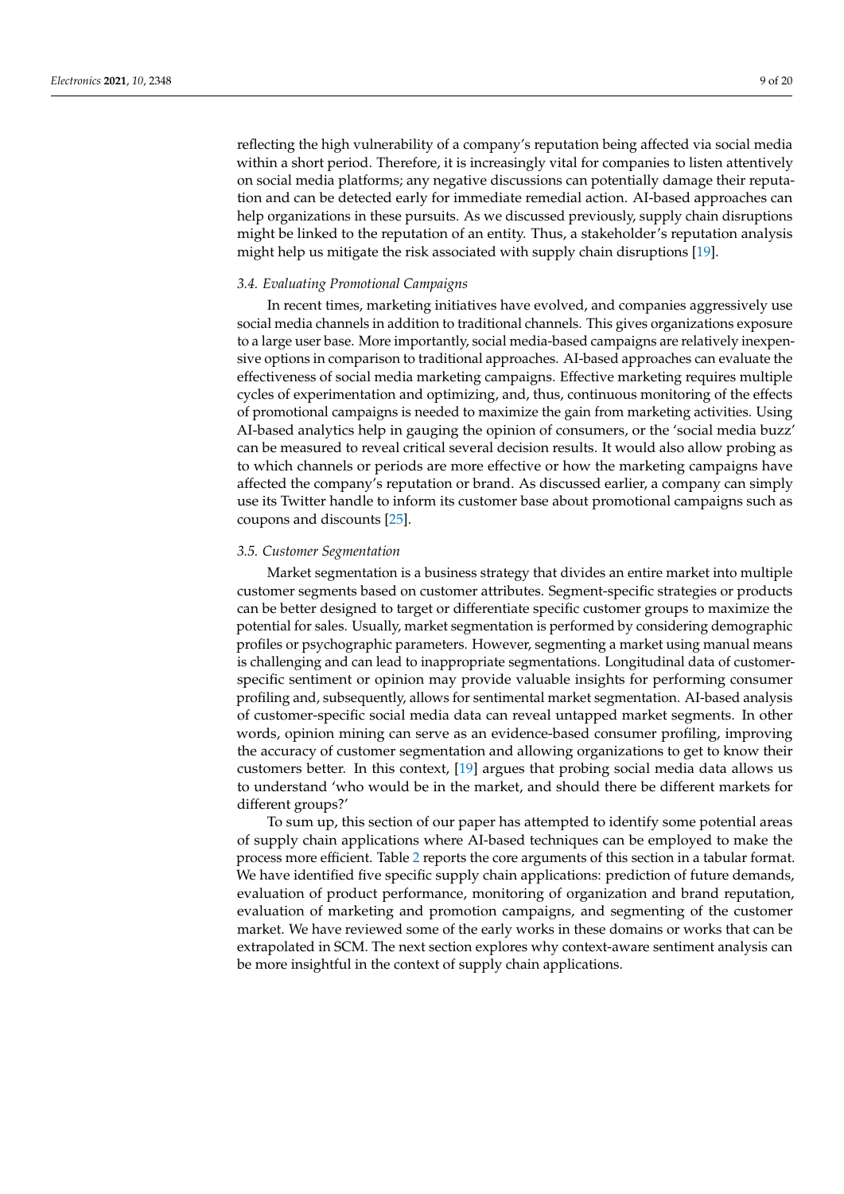reflecting the high vulnerability of a company's reputation being affected via social media within a short period. Therefore, it is increasingly vital for companies to listen attentively on social media platforms; any negative discussions can potentially damage their reputation and can be detected early for immediate remedial action. AI-based approaches can help organizations in these pursuits. As we discussed previously, supply chain disruptions might be linked to the reputation of an entity. Thus, a stakeholder's reputation analysis might help us mitigate the risk associated with supply chain disruptions [19].

### *3.4. Evaluating Promotional Campaigns*

In recent times, marketing initiatives have evolved, and companies aggressively use social media channels in addition to traditional channels. This gives organizations exposure to a large user base. More importantly, social media-based campaigns are relatively inexpensive options in comparison to traditional approaches. AI-based approaches can evaluate the effectiveness of social media marketing campaigns. Effective marketing requires multiple cycles of experimentation and optimizing, and, thus, continuous monitoring of the effects of promotional campaigns is needed to maximize the gain from marketing activities. Using AI-based analytics help in gauging the opinion of consumers, or the 'social media buzz' can be measured to reveal critical several decision results. It would also allow probing as to which channels or periods are more effective or how the marketing campaigns have affected the company's reputation or brand. As discussed earlier, a company can simply use its Twitter handle to inform its customer base about promotional campaigns such as coupons and discounts [25].

### *3.5. Customer Segmentation*

Market segmentation is a business strategy that divides an entire market into multiple customer segments based on customer attributes. Segment-specific strategies or products can be better designed to target or differentiate specific customer groups to maximize the potential for sales. Usually, market segmentation is performed by considering demographic profiles or psychographic parameters. However, segmenting a market using manual means is challenging and can lead to inappropriate segmentations. Longitudinal data of customer-specific sentiment or opinion may provide valuable insights for performing consumer profiling and, subsequently, allows for sentimental market segmentation. AI-based analysis of customer-specific social media data can reveal untapped market segments. In other words, opinion mining can serve as an evidence-based consumer profiling, improving the accuracy of customer segmentation and allowing organizations to get to know their customers better. In this context, [19] argues that probing social media data allows us to understand 'who would be in the market, and should there be different markets for different groups?'

To sum up, this section of our paper has attempted to identify some potential areas of supply chain applications where AI-based techniques can be employed to make the process more efficient. Table 2 reports the core arguments of this section in a tabular format. We have identified five specific supply chain applications: prediction of future demands, evaluation of product performance, monitoring of organization and brand reputation, evaluation of marketing and promotion campaigns, and segmenting of the customer market. We have reviewed some of the early works in these domains or works that can be extrapolated in SCM. The next section explores why context-aware sentiment analysis can be more insightful in the context of supply chain applications.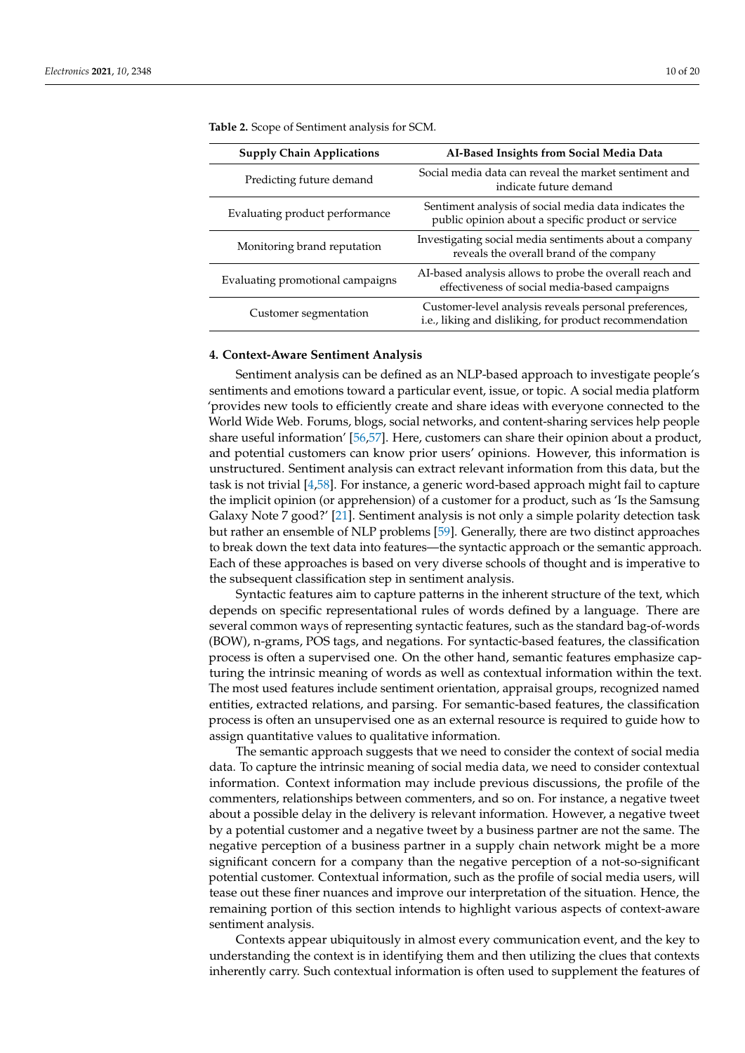**Table 2.** Scope of Sentiment analysis for SCM.

| Supply Chain Applications | AI-Based Insights from Social Media Data |
|---|---|
| Predicting future demand | Social media data can reveal the market sentiment and indicate future demand |
| Evaluating product performance | Sentiment analysis of social media data indicates the public opinion about a specific product or service |
| Monitoring brand reputation | Investigating social media sentiments about a company reveals the overall brand of the company |
| Evaluating promotional campaigns | AI-based analysis allows to probe the overall reach and effectiveness of social media-based campaigns |
| Customer segmentation | Customer-level analysis reveals personal preferences, i.e., liking and disliking, for product recommendation |

## 4. Context-Aware Sentiment Analysis

Sentiment analysis can be defined as an NLP-based approach to investigate people's sentiments and emotions toward a particular event, issue, or topic. A social media platform 'provides new tools to efficiently create and share ideas with everyone connected to the World Wide Web. Forums, blogs, social networks, and content-sharing services help people share useful information' [56,57]. Here, customers can share their opinion about a product, and potential customers can know prior users' opinions. However, this information is unstructured. Sentiment analysis can extract relevant information from this data, but the task is not trivial [4,58]. For instance, a generic word-based approach might fail to capture the implicit opinion (or apprehension) of a customer for a product, such as 'Is the Samsung Galaxy Note 7 good?' [21]. Sentiment analysis is not only a simple polarity detection task but rather an ensemble of NLP problems [59]. Generally, there are two distinct approaches to break down the text data into features—the syntactic approach or the semantic approach. Each of these approaches is based on very diverse schools of thought and is imperative to the subsequent classification step in sentiment analysis.

Syntactic features aim to capture patterns in the inherent structure of the text, which depends on specific representational rules of words defined by a language. There are several common ways of representing syntactic features, such as the standard bag-of-words (BOW), n-grams, POS tags, and negations. For syntactic-based features, the classification process is often a supervised one. On the other hand, semantic features emphasize capturing the intrinsic meaning of words as well as contextual information within the text. The most used features include sentiment orientation, appraisal groups, recognized named entities, extracted relations, and parsing. For semantic-based features, the classification process is often an unsupervised one as an external resource is required to guide how to assign quantitative values to qualitative information.

The semantic approach suggests that we need to consider the context of social media data. To capture the intrinsic meaning of social media data, we need to consider contextual information. Context information may include previous discussions, the profile of the commenters, relationships between commenters, and so on. For instance, a negative tweet about a possible delay in the delivery is relevant information. However, a negative tweet by a potential customer and a negative tweet by a business partner are not the same. The negative perception of a business partner in a supply chain network might be a more significant concern for a company than the negative perception of a not-so-significant potential customer. Contextual information, such as the profile of social media users, will tease out these finer nuances and improve our interpretation of the situation. Hence, the remaining portion of this section intends to highlight various aspects of context-aware sentiment analysis.

Contexts appear ubiquitously in almost every communication event, and the key to understanding the context is in identifying them and then utilizing the clues that contexts inherently carry. Such contextual information is often used to supplement the features of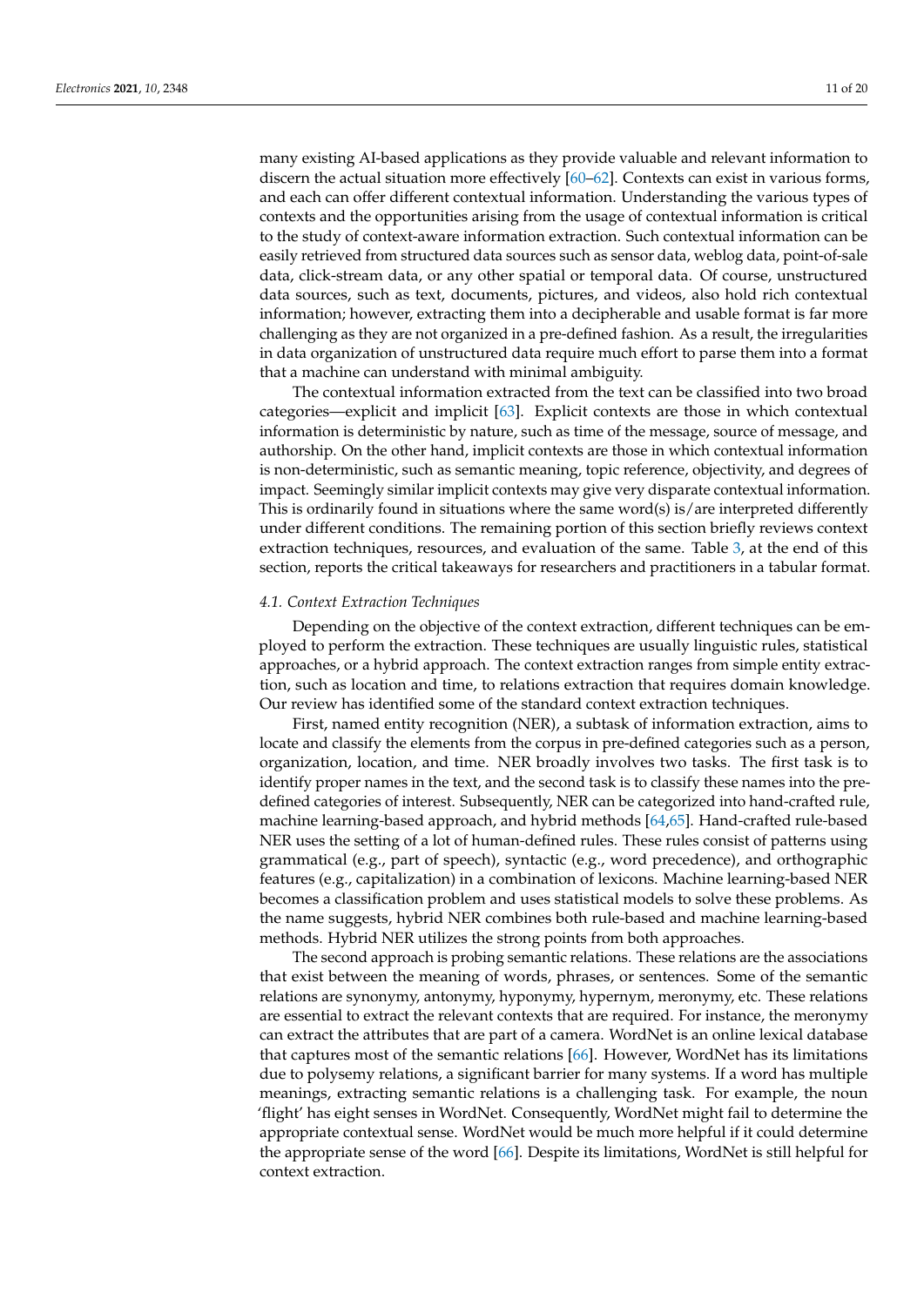many existing AI-based applications as they provide valuable and relevant information to discern the actual situation more effectively [60–62]. Contexts can exist in various forms, and each can offer different contextual information. Understanding the various types of contexts and the opportunities arising from the usage of contextual information is critical to the study of context-aware information extraction. Such contextual information can be easily retrieved from structured data sources such as sensor data, weblog data, point-of-sale data, click-stream data, or any other spatial or temporal data. Of course, unstructured data sources, such as text, documents, pictures, and videos, also hold rich contextual information; however, extracting them into a decipherable and usable format is far more challenging as they are not organized in a pre-defined fashion. As a result, the irregularities in data organization of unstructured data require much effort to parse them into a format that a machine can understand with minimal ambiguity.

The contextual information extracted from the text can be classified into two broad categories—explicit and implicit [63]. Explicit contexts are those in which contextual information is deterministic by nature, such as time of the message, source of message, and authorship. On the other hand, implicit contexts are those in which contextual information is non-deterministic, such as semantic meaning, topic reference, objectivity, and degrees of impact. Seemingly similar implicit contexts may give very disparate contextual information. This is ordinarily found in situations where the same word(s) is/are interpreted differently under different conditions. The remaining portion of this section briefly reviews context extraction techniques, resources, and evaluation of the same. Table 3, at the end of this section, reports the critical takeaways for researchers and practitioners in a tabular format.

### *4.1. Context Extraction Techniques*

Depending on the objective of the context extraction, different techniques can be employed to perform the extraction. These techniques are usually linguistic rules, statistical approaches, or a hybrid approach. The context extraction ranges from simple entity extraction, such as location and time, to relations extraction that requires domain knowledge. Our review has identified some of the standard context extraction techniques.

First, named entity recognition (NER), a subtask of information extraction, aims to locate and classify the elements from the corpus in pre-defined categories such as a person, organization, location, and time. NER broadly involves two tasks. The first task is to identify proper names in the text, and the second task is to classify these names into the pre-defined categories of interest. Subsequently, NER can be categorized into hand-crafted rule, machine learning-based approach, and hybrid methods [64,65]. Hand-crafted rule-based NER uses the setting of a lot of human-defined rules. These rules consist of patterns using grammatical (e.g., part of speech), syntactic (e.g., word precedence), and orthographic features (e.g., capitalization) in a combination of lexicons. Machine learning-based NER becomes a classification problem and uses statistical models to solve these problems. As the name suggests, hybrid NER combines both rule-based and machine learning-based methods. Hybrid NER utilizes the strong points from both approaches.

The second approach is probing semantic relations. These relations are the associations that exist between the meaning of words, phrases, or sentences. Some of the semantic relations are synonymy, antonymy, hyponymy, hypernym, meronymy, etc. These relations are essential to extract the relevant contexts that are required. For instance, the meronymy can extract the attributes that are part of a camera. WordNet is an online lexical database that captures most of the semantic relations [66]. However, WordNet has its limitations due to polysemy relations, a significant barrier for many systems. If a word has multiple meanings, extracting semantic relations is a challenging task. For example, the noun 'flight' has eight senses in WordNet. Consequently, WordNet might fail to determine the appropriate contextual sense. WordNet would be much more helpful if it could determine the appropriate sense of the word [66]. Despite its limitations, WordNet is still helpful for context extraction.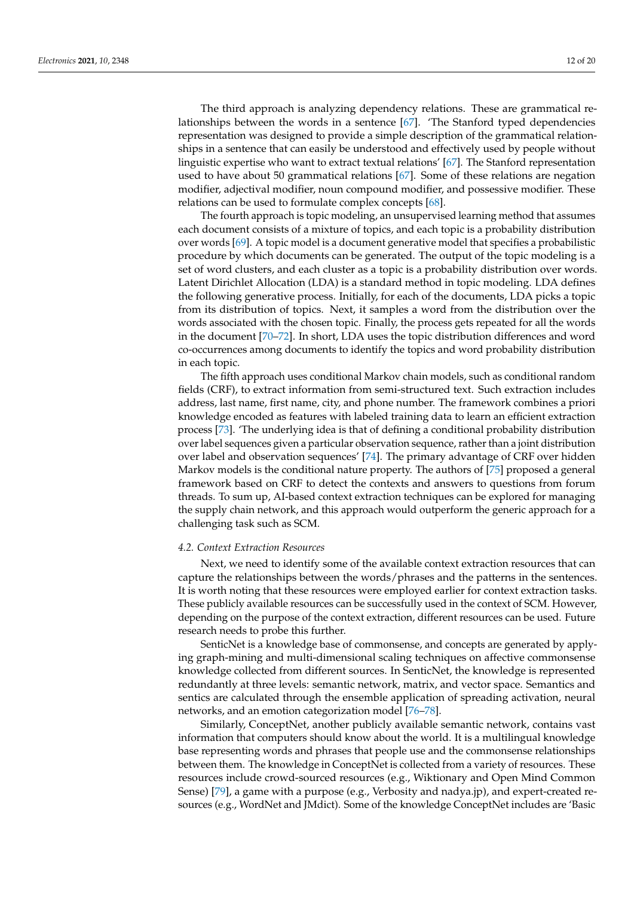The third approach is analyzing dependency relations. These are grammatical relationships between the words in a sentence [67]. 'The Stanford typed dependencies representation was designed to provide a simple description of the grammatical relationships in a sentence that can easily be understood and effectively used by people without linguistic expertise who want to extract textual relations' [67]. The Stanford representation used to have about 50 grammatical relations [67]. Some of these relations are negation modifier, adjectival modifier, noun compound modifier, and possessive modifier. These relations can be used to formulate complex concepts [68].

The fourth approach is topic modeling, an unsupervised learning method that assumes each document consists of a mixture of topics, and each topic is a probability distribution over words [69]. A topic model is a document generative model that specifies a probabilistic procedure by which documents can be generated. The output of the topic modeling is a set of word clusters, and each cluster as a topic is a probability distribution over words. Latent Dirichlet Allocation (LDA) is a standard method in topic modeling. LDA defines the following generative process. Initially, for each of the documents, LDA picks a topic from its distribution of topics. Next, it samples a word from the distribution over the words associated with the chosen topic. Finally, the process gets repeated for all the words in the document [70–72]. In short, LDA uses the topic distribution differences and word co-occurrences among documents to identify the topics and word probability distribution in each topic.

The fifth approach uses conditional Markov chain models, such as conditional random fields (CRF), to extract information from semi-structured text. Such extraction includes address, last name, first name, city, and phone number. The framework combines a priori knowledge encoded as features with labeled training data to learn an efficient extraction process [73]. 'The underlying idea is that of defining a conditional probability distribution over label sequences given a particular observation sequence, rather than a joint distribution over label and observation sequences' [74]. The primary advantage of CRF over hidden Markov models is the conditional nature property. The authors of [75] proposed a general framework based on CRF to detect the contexts and answers to questions from forum threads. To sum up, AI-based context extraction techniques can be explored for managing the supply chain network, and this approach would outperform the generic approach for a challenging task such as SCM.

### 4.2. Context Extraction Resources

Next, we need to identify some of the available context extraction resources that can capture the relationships between the words/phrases and the patterns in the sentences. It is worth noting that these resources were employed earlier for context extraction tasks. These publicly available resources can be successfully used in the context of SCM. However, depending on the purpose of the context extraction, different resources can be used. Future research needs to probe this further.

SenticNet is a knowledge base of commonsense, and concepts are generated by applying graph-mining and multi-dimensional scaling techniques on affective commonsense knowledge collected from different sources. In SenticNet, the knowledge is represented redundantly at three levels: semantic network, matrix, and vector space. Semantics and sentics are calculated through the ensemble application of spreading activation, neural networks, and an emotion categorization model [76–78].

Similarly, ConceptNet, another publicly available semantic network, contains vast information that computers should know about the world. It is a multilingual knowledge base representing words and phrases that people use and the commonsense relationships between them. The knowledge in ConceptNet is collected from a variety of resources. These resources include crowd-sourced resources (e.g., Wiktionary and Open Mind Common Sense) [79], a game with a purpose (e.g., Verbosity and nadya.jp), and expert-created resources (e.g., WordNet and JMdict). Some of the knowledge ConceptNet includes are 'Basic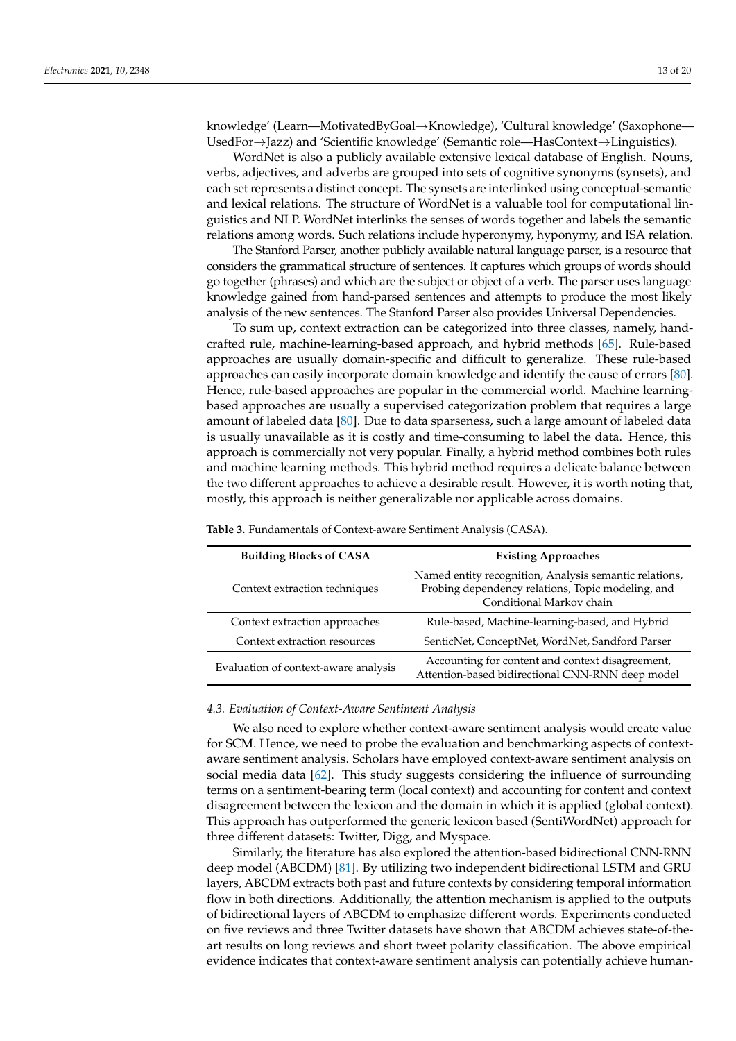knowledge' (Learn—MotivatedByGoal→Knowledge), 'Cultural knowledge' (Saxophone—UsedFor→Jazz) and 'Scientific knowledge' (Semantic role—HasContext→Linguistics).

WordNet is also a publicly available extensive lexical database of English. Nouns, verbs, adjectives, and adverbs are grouped into sets of cognitive synonyms (synsets), and each set represents a distinct concept. The synsets are interlinked using conceptual-semantic and lexical relations. The structure of WordNet is a valuable tool for computational linguistics and NLP. WordNet interlinks the senses of words together and labels the semantic relations among words. Such relations include hyperonymy, hyponymy, and ISA relation.

The Stanford Parser, another publicly available natural language parser, is a resource that considers the grammatical structure of sentences. It captures which groups of words should go together (phrases) and which are the subject or object of a verb. The parser uses language knowledge gained from hand-parsed sentences and attempts to produce the most likely analysis of the new sentences. The Stanford Parser also provides Universal Dependencies.

To sum up, context extraction can be categorized into three classes, namely, handcrafted rule, machine-learning-based approach, and hybrid methods [65]. Rule-based approaches are usually domain-specific and difficult to generalize. These rule-based approaches can easily incorporate domain knowledge and identify the cause of errors [80]. Hence, rule-based approaches are popular in the commercial world. Machine learning-based approaches are usually a supervised categorization problem that requires a large amount of labeled data [80]. Due to data sparseness, such a large amount of labeled data is usually unavailable as it is costly and time-consuming to label the data. Hence, this approach is commercially not very popular. Finally, a hybrid method combines both rules and machine learning methods. This hybrid method requires a delicate balance between the two different approaches to achieve a desirable result. However, it is worth noting that, mostly, this approach is neither generalizable nor applicable across domains.

**Table 3.** Fundamentals of Context-aware Sentiment Analysis (CASA).

| Building Blocks of CASA | Existing Approaches |
| --- | --- |
| Context extraction techniques | Named entity recognition, Analysis semantic relations, Probing dependency relations, Topic modeling, and Conditional Markov chain |
| Context extraction approaches | Rule-based, Machine-learning-based, and Hybrid |
| Context extraction resources | SenticNet, ConceptNet, WordNet, Sandford Parser |
| Evaluation of context-aware analysis | Accounting for content and context disagreement, Attention-based bidirectional CNN-RNN deep model |

### 4.3. Evaluation of Context-Aware Sentiment Analysis

We also need to explore whether context-aware sentiment analysis would create value for SCM. Hence, we need to probe the evaluation and benchmarking aspects of context-aware sentiment analysis. Scholars have employed context-aware sentiment analysis on social media data [62]. This study suggests considering the influence of surrounding terms on a sentiment-bearing term (local context) and accounting for content and context disagreement between the lexicon and the domain in which it is applied (global context). This approach has outperformed the generic lexicon based (SentiWordNet) approach for three different datasets: Twitter, Digg, and Myspace.

Similarly, the literature has also explored the attention-based bidirectional CNN-RNN deep model (ABCDM) [81]. By utilizing two independent bidirectional LSTM and GRU layers, ABCDM extracts both past and future contexts by considering temporal information flow in both directions. Additionally, the attention mechanism is applied to the outputs of bidirectional layers of ABCDM to emphasize different words. Experiments conducted on five reviews and three Twitter datasets have shown that ABCDM achieves state-of-the-art results on long reviews and short tweet polarity classification. The above empirical evidence indicates that context-aware sentiment analysis can potentially achieve human-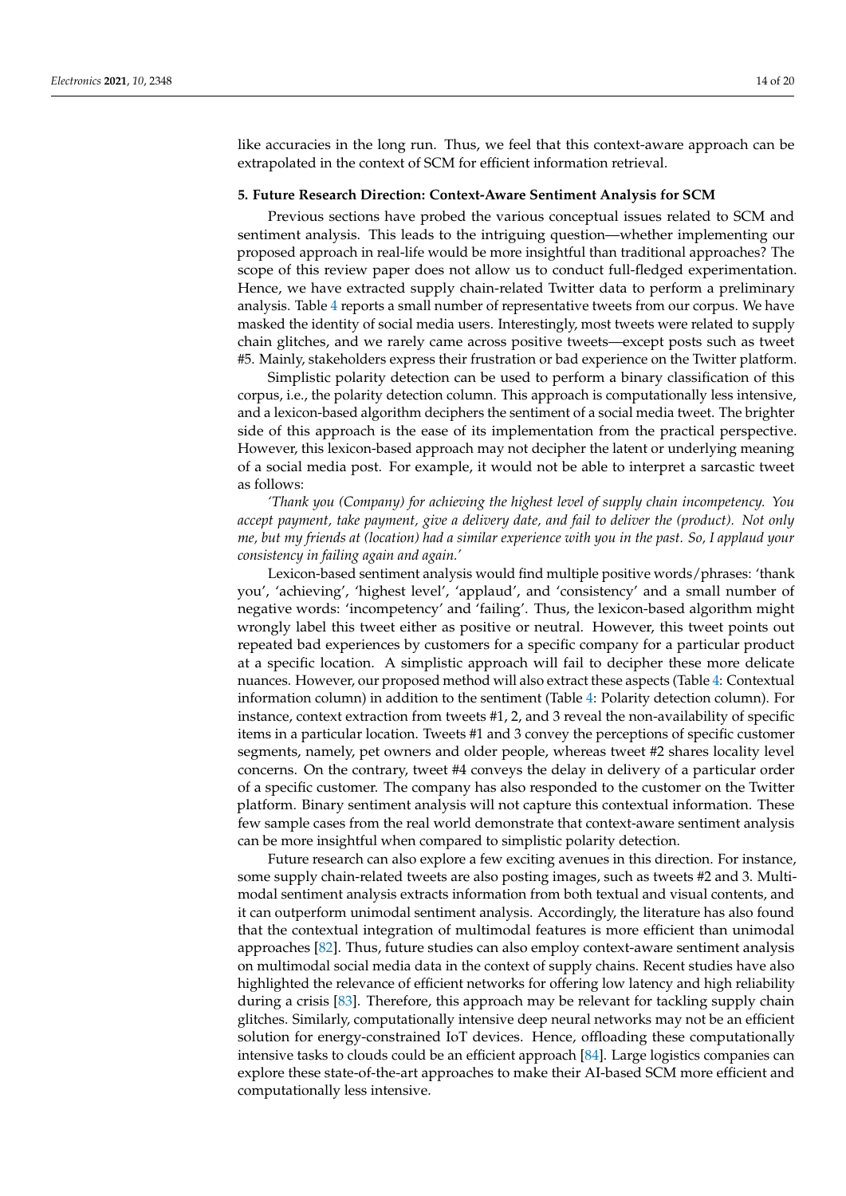like accuracies in the long run. Thus, we feel that this context-aware approach can be extrapolated in the context of SCM for efficient information retrieval.

## 5. Future Research Direction: Context-Aware Sentiment Analysis for SCM

Previous sections have probed the various conceptual issues related to SCM and sentiment analysis. This leads to the intriguing question—whether implementing our proposed approach in real-life would be more insightful than traditional approaches? The scope of this review paper does not allow us to conduct full-fledged experimentation. Hence, we have extracted supply chain-related Twitter data to perform a preliminary analysis. Table 4 reports a small number of representative tweets from our corpus. We have masked the identity of social media users. Interestingly, most tweets were related to supply chain glitches, and we rarely came across positive tweets—except posts such as tweet #5. Mainly, stakeholders express their frustration or bad experience on the Twitter platform.

Simplistic polarity detection can be used to perform a binary classification of this corpus, i.e., the polarity detection column. This approach is computationally less intensive, and a lexicon-based algorithm deciphers the sentiment of a social media tweet. The brighter side of this approach is the ease of its implementation from the practical perspective. However, this lexicon-based approach may not decipher the latent or underlying meaning of a social media post. For example, it would not be able to interpret a sarcastic tweet as follows:

*'Thank you (Company) for achieving the highest level of supply chain incompetency. You accept payment, take payment, give a delivery date, and fail to deliver the (product). Not only me, but my friends at (location) had a similar experience with you in the past. So, I applaud your consistency in failing again and again.'*

Lexicon-based sentiment analysis would find multiple positive words/phrases: 'thank you', 'achieving', 'highest level', 'applaud', and 'consistency' and a small number of negative words: 'incompetency' and 'failing'. Thus, the lexicon-based algorithm might wrongly label this tweet either as positive or neutral. However, this tweet points out repeated bad experiences by customers for a specific company for a particular product at a specific location. A simplistic approach will fail to decipher these more delicate nuances. However, our proposed method will also extract these aspects (Table 4: Contextual information column) in addition to the sentiment (Table 4: Polarity detection column). For instance, context extraction from tweets #1, 2, and 3 reveal the non-availability of specific items in a particular location. Tweets #1 and 3 convey the perceptions of specific customer segments, namely, pet owners and older people, whereas tweet #2 shares locality level concerns. On the contrary, tweet #4 conveys the delay in delivery of a particular order of a specific customer. The company has also responded to the customer on the Twitter platform. Binary sentiment analysis will not capture this contextual information. These few sample cases from the real world demonstrate that context-aware sentiment analysis can be more insightful when compared to simplistic polarity detection.

Future research can also explore a few exciting avenues in this direction. For instance, some supply chain-related tweets are also posting images, such as tweets #2 and 3. Multi-modal sentiment analysis extracts information from both textual and visual contents, and it can outperform unimodal sentiment analysis. Accordingly, the literature has also found that the contextual integration of multimodal features is more efficient than unimodal approaches [82]. Thus, future studies can also employ context-aware sentiment analysis on multimodal social media data in the context of supply chains. Recent studies have also highlighted the relevance of efficient networks for offering low latency and high reliability during a crisis [83]. Therefore, this approach may be relevant for tackling supply chain glitches. Similarly, computationally intensive deep neural networks may not be an efficient solution for energy-constrained IoT devices. Hence, offloading these computationally intensive tasks to clouds could be an efficient approach [84]. Large logistics companies can explore these state-of-the-art approaches to make their AI-based SCM more efficient and computationally less intensive.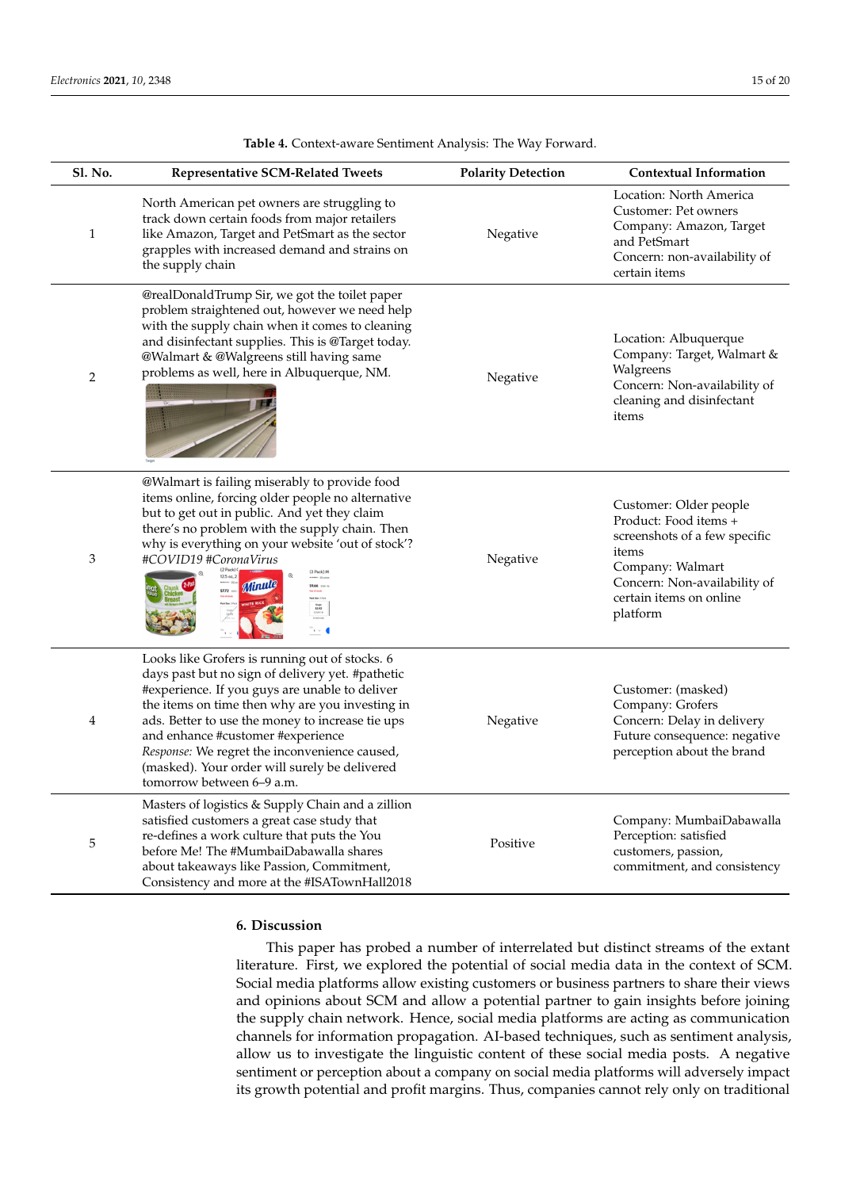**Table 4.** Context-aware Sentiment Analysis: The Way Forward.

| Sl. No. | Representative SCM-Related Tweets | Polarity Detection | Contextual Information |
|---|---|---|---|
| 1 | North American pet owners are struggling to track down certain foods from major retailers like Amazon, Target and PetSmart as the sector grapples with increased demand and strains on the supply chain | Negative | Location: North America<br>Customer: Pet owners<br>Company: Amazon, Target and PetSmart<br>Concern: non-availability of certain items |
| 2 | @realDonaldTrump Sir, we got the toilet paper problem straightened out, however we need help with the supply chain when it comes to cleaning and disinfectant supplies. This is @Target today. @Walmart & @Walgreens still having same problems as well, here in Albuquerque, NM. | Negative | Location: Albuquerque<br>Company: Target, Walmart & Walgreens<br>Concern: Non-availability of cleaning and disinfectant items |
| 3 | @Walmart is failing miserably to provide food items online, forcing older people no alternative but to get out in public. And yet they claim there's no problem with the supply chain. Then why is everything on your website 'out of stock'? *#COVID19 #CoronaVirus* | Negative | Customer: Older people<br>Product: Food items + screenshots of a few specific items<br>Company: Walmart<br>Concern: Non-availability of certain items on online platform |
| 4 | Looks like Grofers is running out of stocks. 6 days past but no sign of delivery yet. #pathetic #experience. If you guys are unable to deliver the items on time then why are you investing in ads. Better to use the money to increase tie ups and enhance #customer #experience<br>*Response:* We regret the inconvenience caused, (masked). Your order will surely be delivered tomorrow between 6–9 a.m. | Negative | Customer: (masked)<br>Company: Grofers<br>Concern: Delay in delivery<br>Future consequence: negative perception about the brand |
| 5 | Masters of logistics & Supply Chain and a zillion satisfied customers a great case study that re-defines a work culture that puts the You before Me! The #MumbaiDabawalla shares about takeaways like Passion, Commitment, Consistency and more at the #ISATownHall2018 | Positive | Company: MumbaiDabawalla<br>Perception: satisfied customers, passion, commitment, and consistency |

## 6. Discussion

This paper has probed a number of interrelated but distinct streams of the extant literature. First, we explored the potential of social media data in the context of SCM. Social media platforms allow existing customers or business partners to share their views and opinions about SCM and allow a potential partner to gain insights before joining the supply chain network. Hence, social media platforms are acting as communication channels for information propagation. AI-based techniques, such as sentiment analysis, allow us to investigate the linguistic content of these social media posts. A negative sentiment or perception about a company on social media platforms will adversely impact its growth potential and profit margins. Thus, companies cannot rely only on traditional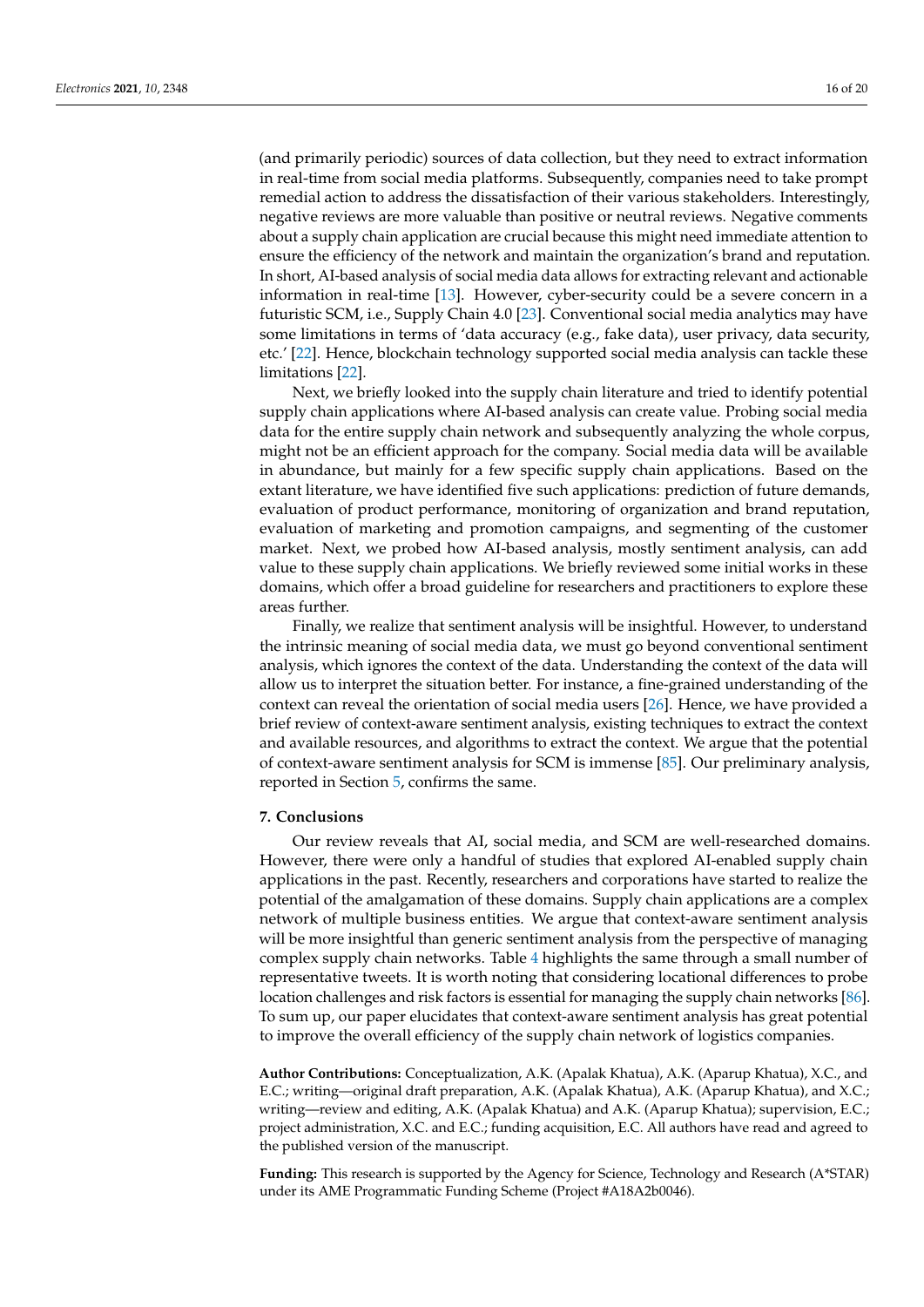(and primarily periodic) sources of data collection, but they need to extract information in real-time from social media platforms. Subsequently, companies need to take prompt remedial action to address the dissatisfaction of their various stakeholders. Interestingly, negative reviews are more valuable than positive or neutral reviews. Negative comments about a supply chain application are crucial because this might need immediate attention to ensure the efficiency of the network and maintain the organization's brand and reputation. In short, AI-based analysis of social media data allows for extracting relevant and actionable information in real-time [13]. However, cyber-security could be a severe concern in a futuristic SCM, i.e., Supply Chain 4.0 [23]. Conventional social media analytics may have some limitations in terms of 'data accuracy (e.g., fake data), user privacy, data security, etc.' [22]. Hence, blockchain technology supported social media analysis can tackle these limitations [22].

Next, we briefly looked into the supply chain literature and tried to identify potential supply chain applications where AI-based analysis can create value. Probing social media data for the entire supply chain network and subsequently analyzing the whole corpus, might not be an efficient approach for the company. Social media data will be available in abundance, but mainly for a few specific supply chain applications. Based on the extant literature, we have identified five such applications: prediction of future demands, evaluation of product performance, monitoring of organization and brand reputation, evaluation of marketing and promotion campaigns, and segmenting of the customer market. Next, we probed how AI-based analysis, mostly sentiment analysis, can add value to these supply chain applications. We briefly reviewed some initial works in these domains, which offer a broad guideline for researchers and practitioners to explore these areas further.

Finally, we realize that sentiment analysis will be insightful. However, to understand the intrinsic meaning of social media data, we must go beyond conventional sentiment analysis, which ignores the context of the data. Understanding the context of the data will allow us to interpret the situation better. For instance, a fine-grained understanding of the context can reveal the orientation of social media users [26]. Hence, we have provided a brief review of context-aware sentiment analysis, existing techniques to extract the context and available resources, and algorithms to extract the context. We argue that the potential of context-aware sentiment analysis for SCM is immense [85]. Our preliminary analysis, reported in Section 5, confirms the same.

## 7. Conclusions

Our review reveals that AI, social media, and SCM are well-researched domains. However, there were only a handful of studies that explored AI-enabled supply chain applications in the past. Recently, researchers and corporations have started to realize the potential of the amalgamation of these domains. Supply chain applications are a complex network of multiple business entities. We argue that context-aware sentiment analysis will be more insightful than generic sentiment analysis from the perspective of managing complex supply chain networks. Table 4 highlights the same through a small number of representative tweets. It is worth noting that considering locational differences to probe location challenges and risk factors is essential for managing the supply chain networks [86]. To sum up, our paper elucidates that context-aware sentiment analysis has great potential to improve the overall efficiency of the supply chain network of logistics companies.

**Author Contributions:** Conceptualization, A.K. (Apalak Khatua), A.K. (Aparup Khatua), X.C., and E.C.; writing—original draft preparation, A.K. (Apalak Khatua), A.K. (Aparup Khatua), and X.C.; writing—review and editing, A.K. (Apalak Khatua) and A.K. (Aparup Khatua); supervision, E.C.; project administration, X.C. and E.C.; funding acquisition, E.C. All authors have read and agreed to the published version of the manuscript.

**Funding:** This research is supported by the Agency for Science, Technology and Research (A*STAR) under its AME Programmatic Funding Scheme (Project #A18A2b0046).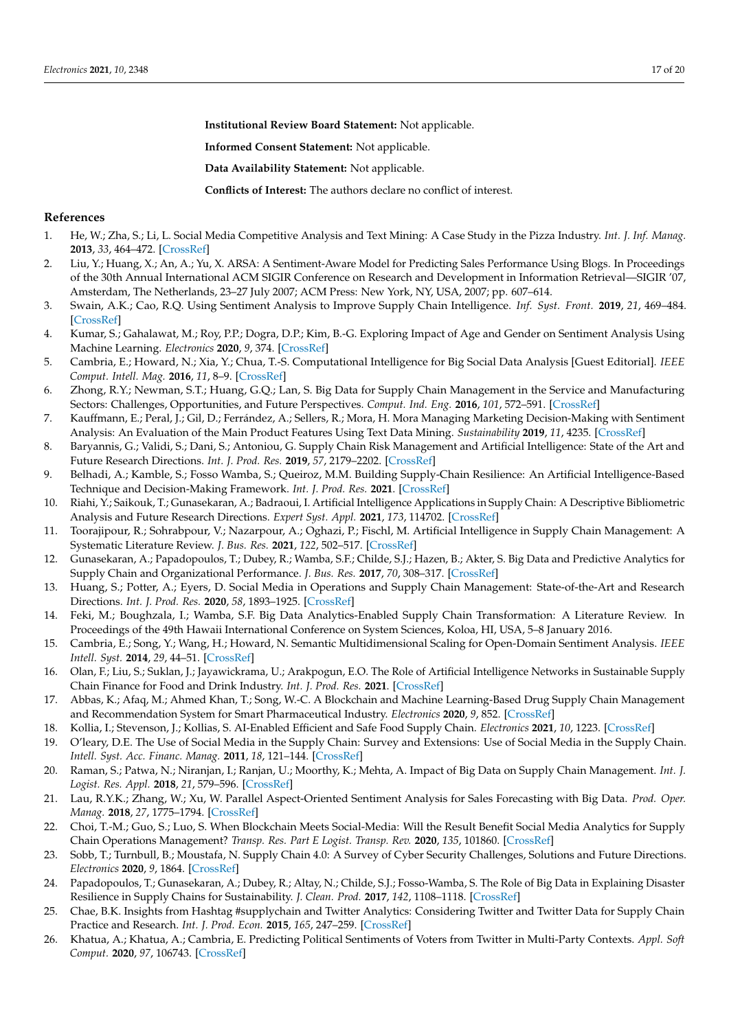**Institutional Review Board Statement:** Not applicable.

**Informed Consent Statement:** Not applicable.

**Data Availability Statement:** Not applicable.

**Conflicts of Interest:** The authors declare no conflict of interest.

## References

1. He, W.; Zha, S.; Li, L. Social Media Competitive Analysis and Text Mining: A Case Study in the Pizza Industry. *Int. J. Inf. Manag.* **2013**, *33*, 464–472. [CrossRef]
2. Liu, Y.; Huang, X.; An, A.; Yu, X. ARSA: A Sentiment-Aware Model for Predicting Sales Performance Using Blogs. In Proceedings of the 30th Annual International ACM SIGIR Conference on Research and Development in Information Retrieval—SIGIR '07, Amsterdam, The Netherlands, 23–27 July 2007; ACM Press: New York, NY, USA, 2007; pp. 607–614.
3. Swain, A.K.; Cao, R.Q. Using Sentiment Analysis to Improve Supply Chain Intelligence. *Inf. Syst. Front.* **2019**, *21*, 469–484. [CrossRef]
4. Kumar, S.; Gahalawat, M.; Roy, P.P.; Dogra, D.P.; Kim, B.-G. Exploring Impact of Age and Gender on Sentiment Analysis Using Machine Learning. *Electronics* **2020**, *9*, 374. [CrossRef]
5. Cambria, E.; Howard, N.; Xia, Y.; Chua, T.-S. Computational Intelligence for Big Social Data Analysis [Guest Editorial]. *IEEE Comput. Intell. Mag.* **2016**, *11*, 8–9. [CrossRef]
6. Zhong, R.Y.; Newman, S.T.; Huang, G.Q.; Lan, S. Big Data for Supply Chain Management in the Service and Manufacturing Sectors: Challenges, Opportunities, and Future Perspectives. *Comput. Ind. Eng.* **2016**, *101*, 572–591. [CrossRef]
7. Kauffmann, E.; Peral, J.; Gil, D.; Ferrández, A.; Sellers, R.; Mora, H. Mora Managing Marketing Decision-Making with Sentiment Analysis: An Evaluation of the Main Product Features Using Text Data Mining. *Sustainability* **2019**, *11*, 4235. [CrossRef]
8. Baryannis, G.; Validi, S.; Dani, S.; Antoniou, G. Supply Chain Risk Management and Artificial Intelligence: State of the Art and Future Research Directions. *Int. J. Prod. Res.* **2019**, *57*, 2179–2202. [CrossRef]
9. Belhadi, A.; Kamble, S.; Fosso Wamba, S.; Queiroz, M.M. Building Supply-Chain Resilience: An Artificial Intelligence-Based Technique and Decision-Making Framework. *Int. J. Prod. Res.* **2021**. [CrossRef]
10. Riahi, Y.; Saikouk, T.; Gunasekaran, A.; Badraoui, I. Artificial Intelligence Applications in Supply Chain: A Descriptive Bibliometric Analysis and Future Research Directions. *Expert Syst. Appl.* **2021**, *173*, 114702. [CrossRef]
11. Toorajipour, R.; Sohrabpour, V.; Nazarpour, A.; Oghazi, P.; Fischl, M. Artificial Intelligence in Supply Chain Management: A Systematic Literature Review. *J. Bus. Res.* **2021**, *122*, 502–517. [CrossRef]
12. Gunasekaran, A.; Papadopoulos, T.; Dubey, R.; Wamba, S.F.; Childe, S.J.; Hazen, B.; Akter, S. Big Data and Predictive Analytics for Supply Chain and Organizational Performance. *J. Bus. Res.* **2017**, *70*, 308–317. [CrossRef]
13. Huang, S.; Potter, A.; Eyers, D. Social Media in Operations and Supply Chain Management: State-of-the-Art and Research Directions. *Int. J. Prod. Res.* **2020**, *58*, 1893–1925. [CrossRef]
14. Feki, M.; Boughzala, I.; Wamba, S.F. Big Data Analytics-Enabled Supply Chain Transformation: A Literature Review. In Proceedings of the 49th Hawaii International Conference on System Sciences, Koloa, HI, USA, 5–8 January 2016.
15. Cambria, E.; Song, Y.; Wang, H.; Howard, N. Semantic Multidimensional Scaling for Open-Domain Sentiment Analysis. *IEEE Intell. Syst.* **2014**, *29*, 44–51. [CrossRef]
16. Olan, F.; Liu, S.; Suklan, J.; Jayawickrama, U.; Arakpogun, E.O. The Role of Artificial Intelligence Networks in Sustainable Supply Chain Finance for Food and Drink Industry. *Int. J. Prod. Res.* **2021**. [CrossRef]
17. Abbas, K.; Afaq, M.; Ahmed Khan, T.; Song, W.-C. A Blockchain and Machine Learning-Based Drug Supply Chain Management and Recommendation System for Smart Pharmaceutical Industry. *Electronics* **2020**, *9*, 852. [CrossRef]
18. Kollia, I.; Stevenson, J.; Kollias, S. AI-Enabled Efficient and Safe Food Supply Chain. *Electronics* **2021**, *10*, 1223. [CrossRef]
19. O'leary, D.E. The Use of Social Media in the Supply Chain: Survey and Extensions: Use of Social Media in the Supply Chain. *Intell. Syst. Acc. Financ. Manag.* **2011**, *18*, 121–144. [CrossRef]
20. Raman, S.; Patwa, N.; Niranjan, I.; Ranjan, U.; Moorthy, K.; Mehta, A. Impact of Big Data on Supply Chain Management. *Int. J. Logist. Res. Appl.* **2018**, *21*, 579–596. [CrossRef]
21. Lau, R.Y.K.; Zhang, W.; Xu, W. Parallel Aspect-Oriented Sentiment Analysis for Sales Forecasting with Big Data. *Prod. Oper. Manag.* **2018**, *27*, 1775–1794. [CrossRef]
22. Choi, T.-M.; Guo, S.; Luo, S. When Blockchain Meets Social-Media: Will the Result Benefit Social Media Analytics for Supply Chain Operations Management? *Transp. Res. Part E Logist. Transp. Rev.* **2020**, *135*, 101860. [CrossRef]
23. Sobb, T.; Turnbull, B.; Moustafa, N. Supply Chain 4.0: A Survey of Cyber Security Challenges, Solutions and Future Directions. *Electronics* **2020**, *9*, 1864. [CrossRef]
24. Papadopoulos, T.; Gunasekaran, A.; Dubey, R.; Altay, N.; Childe, S.J.; Fosso-Wamba, S. The Role of Big Data in Explaining Disaster Resilience in Supply Chains for Sustainability. *J. Clean. Prod.* **2017**, *142*, 1108–1118. [CrossRef]
25. Chae, B.K. Insights from Hashtag #supplychain and Twitter Analytics: Considering Twitter and Twitter Data for Supply Chain Practice and Research. *Int. J. Prod. Econ.* **2015**, *165*, 247–259. [CrossRef]
26. Khatua, A.; Khatua, A.; Cambria, E. Predicting Political Sentiments of Voters from Twitter in Multi-Party Contexts. *Appl. Soft Comput.* **2020**, *97*, 106743. [CrossRef]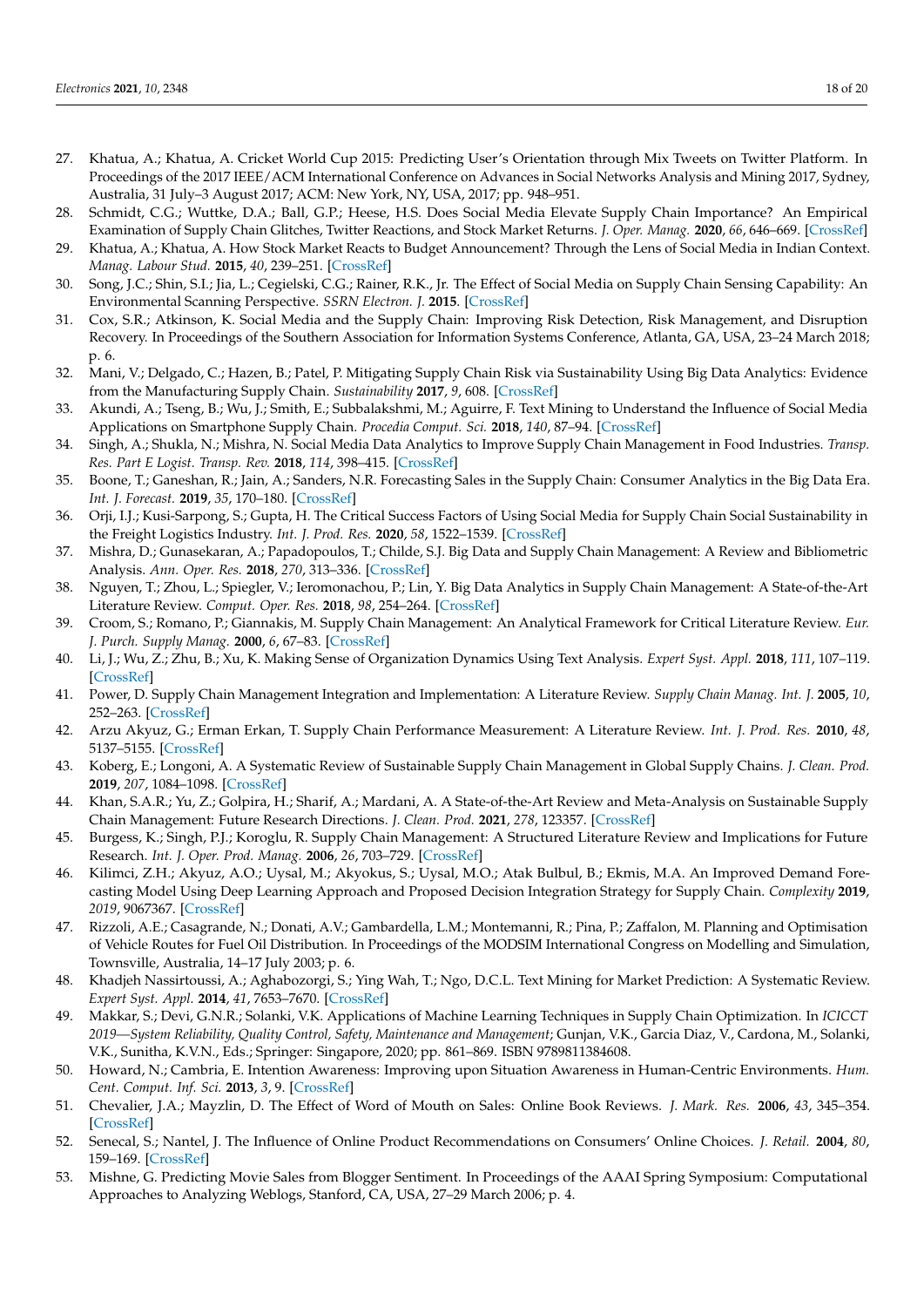27. Khatua, A.; Khatua, A. Cricket World Cup 2015: Predicting User's Orientation through Mix Tweets on Twitter Platform. In Proceedings of the 2017 IEEE/ACM International Conference on Advances in Social Networks Analysis and Mining 2017, Sydney, Australia, 31 July–3 August 2017; ACM: New York, NY, USA, 2017; pp. 948–951.
28. Schmidt, C.G.; Wuttke, D.A.; Ball, G.P.; Heese, H.S. Does Social Media Elevate Supply Chain Importance? An Empirical Examination of Supply Chain Glitches, Twitter Reactions, and Stock Market Returns. *J. Oper. Manag.* **2020**, *66*, 646–669. [CrossRef]
29. Khatua, A.; Khatua, A. How Stock Market Reacts to Budget Announcement? Through the Lens of Social Media in Indian Context. *Manag. Labour Stud.* **2015**, *40*, 239–251. [CrossRef]
30. Song, J.C.; Shin, S.I.; Jia, L.; Cegielski, C.G.; Rainer, R.K., Jr. The Effect of Social Media on Supply Chain Sensing Capability: An Environmental Scanning Perspective. *SSRN Electron. J.* **2015**. [CrossRef]
31. Cox, S.R.; Atkinson, K. Social Media and the Supply Chain: Improving Risk Detection, Risk Management, and Disruption Recovery. In Proceedings of the Southern Association for Information Systems Conference, Atlanta, GA, USA, 23–24 March 2018; p. 6.
32. Mani, V.; Delgado, C.; Hazen, B.; Patel, P. Mitigating Supply Chain Risk via Sustainability Using Big Data Analytics: Evidence from the Manufacturing Supply Chain. *Sustainability* **2017**, *9*, 608. [CrossRef]
33. Akundi, A.; Tseng, B.; Wu, J.; Smith, E.; Subbalakshmi, M.; Aguirre, F. Text Mining to Understand the Influence of Social Media Applications on Smartphone Supply Chain. *Procedia Comput. Sci.* **2018**, *140*, 87–94. [CrossRef]
34. Singh, A.; Shukla, N.; Mishra, N. Social Media Data Analytics to Improve Supply Chain Management in Food Industries. *Transp. Res. Part E Logist. Transp. Rev.* **2018**, *114*, 398–415. [CrossRef]
35. Boone, T.; Ganeshan, R.; Jain, A.; Sanders, N.R. Forecasting Sales in the Supply Chain: Consumer Analytics in the Big Data Era. *Int. J. Forecast.* **2019**, *35*, 170–180. [CrossRef]
36. Orji, I.J.; Kusi-Sarpong, S.; Gupta, H. The Critical Success Factors of Using Social Media for Supply Chain Social Sustainability in the Freight Logistics Industry. *Int. J. Prod. Res.* **2020**, *58*, 1522–1539. [CrossRef]
37. Mishra, D.; Gunasekaran, A.; Papadopoulos, T.; Childe, S.J. Big Data and Supply Chain Management: A Review and Bibliometric Analysis. *Ann. Oper. Res.* **2018**, *270*, 313–336. [CrossRef]
38. Nguyen, T.; Zhou, L.; Spiegler, V.; Ieromonachou, P.; Lin, Y. Big Data Analytics in Supply Chain Management: A State-of-the-Art Literature Review. *Comput. Oper. Res.* **2018**, *98*, 254–264. [CrossRef]
39. Croom, S.; Romano, P.; Giannakis, M. Supply Chain Management: An Analytical Framework for Critical Literature Review. *Eur. J. Purch. Supply Manag.* **2000**, *6*, 67–83. [CrossRef]
40. Li, J.; Wu, Z.; Zhu, B.; Xu, K. Making Sense of Organization Dynamics Using Text Analysis. *Expert Syst. Appl.* **2018**, *111*, 107–119. [CrossRef]
41. Power, D. Supply Chain Management Integration and Implementation: A Literature Review. *Supply Chain Manag. Int. J.* **2005**, *10*, 252–263. [CrossRef]
42. Arzu Akyuz, G.; Erman Erkan, T. Supply Chain Performance Measurement: A Literature Review. *Int. J. Prod. Res.* **2010**, *48*, 5137–5155. [CrossRef]
43. Koberg, E.; Longoni, A. A Systematic Review of Sustainable Supply Chain Management in Global Supply Chains. *J. Clean. Prod.* **2019**, *207*, 1084–1098. [CrossRef]
44. Khan, S.A.R.; Yu, Z.; Golpira, H.; Sharif, A.; Mardani, A. A State-of-the-Art Review and Meta-Analysis on Sustainable Supply Chain Management: Future Research Directions. *J. Clean. Prod.* **2021**, *278*, 123357. [CrossRef]
45. Burgess, K.; Singh, P.J.; Koroglu, R. Supply Chain Management: A Structured Literature Review and Implications for Future Research. *Int. J. Oper. Prod. Manag.* **2006**, *26*, 703–729. [CrossRef]
46. Kilimci, Z.H.; Akyuz, A.O.; Uysal, M.; Akyokus, S.; Uysal, M.O.; Atak Bulbul, B.; Ekmis, M.A. An Improved Demand Forecasting Model Using Deep Learning Approach and Proposed Decision Integration Strategy for Supply Chain. *Complexity* **2019**, *2019*, 9067367. [CrossRef]
47. Rizzoli, A.E.; Casagrande, N.; Donati, A.V.; Gambardella, L.M.; Montemanni, R.; Pina, P.; Zaffalon, M. Planning and Optimisation of Vehicle Routes for Fuel Oil Distribution. In Proceedings of the MODSIM International Congress on Modelling and Simulation, Townsville, Australia, 14–17 July 2003; p. 6.
48. Khadjeh Nassirtoussi, A.; Aghabozorgi, S.; Ying Wah, T.; Ngo, D.C.L. Text Mining for Market Prediction: A Systematic Review. *Expert Syst. Appl.* **2014**, *41*, 7653–7670. [CrossRef]
49. Makkar, S.; Devi, G.N.R.; Solanki, V.K. Applications of Machine Learning Techniques in Supply Chain Optimization. In *ICICCT 2019—System Reliability, Quality Control, Safety, Maintenance and Management*; Gunjan, V.K., Garcia Diaz, V., Cardona, M., Solanki, V.K., Sunitha, K.V.N., Eds.; Springer: Singapore, 2020; pp. 861–869. ISBN 9789811384608.
50. Howard, N.; Cambria, E. Intention Awareness: Improving upon Situation Awareness in Human-Centric Environments. *Hum. Cent. Comput. Inf. Sci.* **2013**, *3*, 9. [CrossRef]
51. Chevalier, J.A.; Mayzlin, D. The Effect of Word of Mouth on Sales: Online Book Reviews. *J. Mark. Res.* **2006**, *43*, 345–354. [CrossRef]
52. Senecal, S.; Nantel, J. The Influence of Online Product Recommendations on Consumers' Online Choices. *J. Retail.* **2004**, *80*, 159–169. [CrossRef]
53. Mishne, G. Predicting Movie Sales from Blogger Sentiment. In Proceedings of the AAAI Spring Symposium: Computational Approaches to Analyzing Weblogs, Stanford, CA, USA, 27–29 March 2006; p. 4.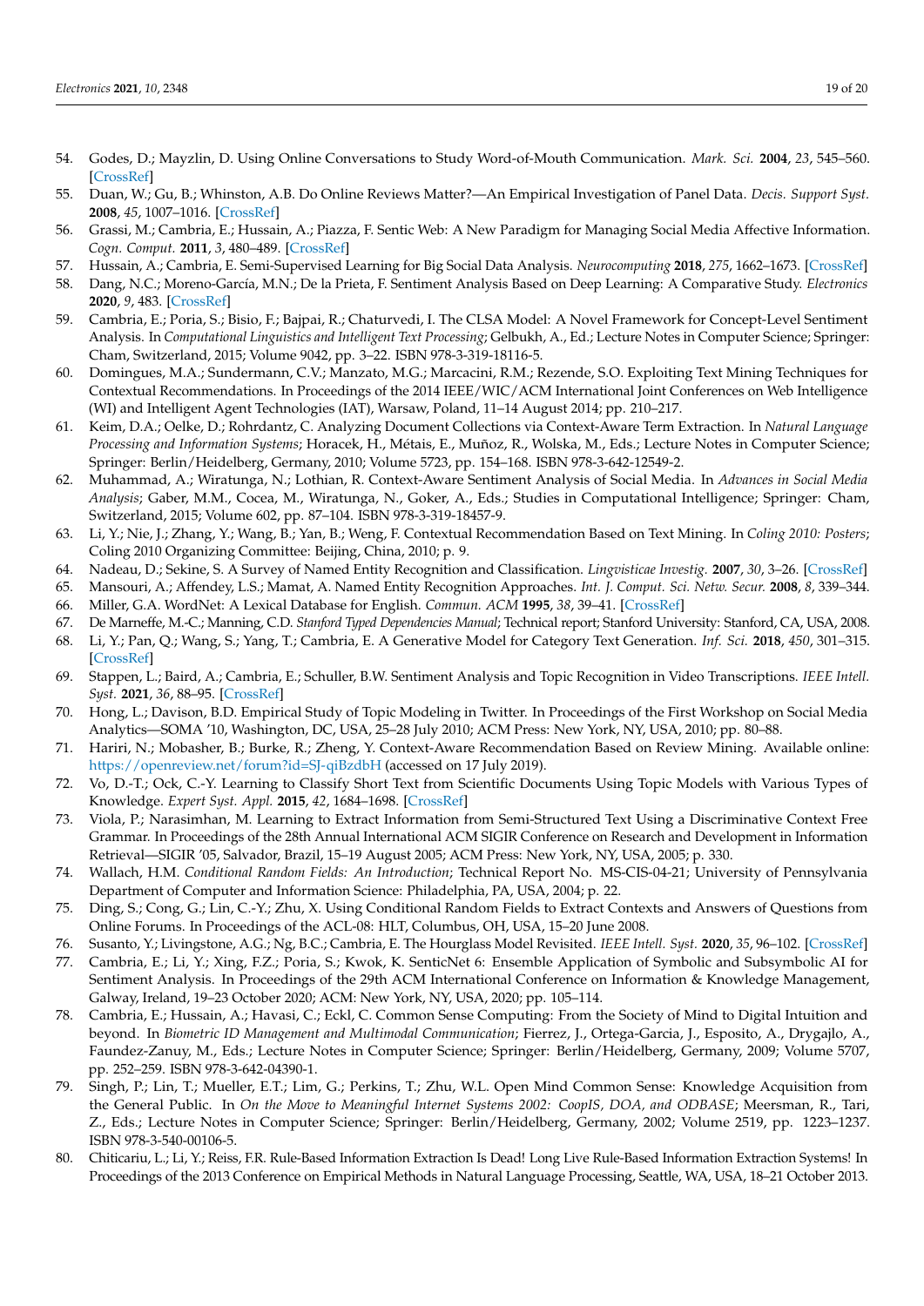54. Godes, D.; Mayzlin, D. Using Online Conversations to Study Word-of-Mouth Communication. *Mark. Sci.* **2004**, *23*, 545–560. [CrossRef]
55. Duan, W.; Gu, B.; Whinston, A.B. Do Online Reviews Matter?—An Empirical Investigation of Panel Data. *Decis. Support Syst.* **2008**, *45*, 1007–1016. [CrossRef]
56. Grassi, M.; Cambria, E.; Hussain, A.; Piazza, F. Sentic Web: A New Paradigm for Managing Social Media Affective Information. *Cogn. Comput.* **2011**, *3*, 480–489. [CrossRef]
57. Hussain, A.; Cambria, E. Semi-Supervised Learning for Big Social Data Analysis. *Neurocomputing* **2018**, *275*, 1662–1673. [CrossRef]
58. Dang, N.C.; Moreno-García, M.N.; De la Prieta, F. Sentiment Analysis Based on Deep Learning: A Comparative Study. *Electronics* **2020**, *9*, 483. [CrossRef]
59. Cambria, E.; Poria, S.; Bisio, F.; Bajpai, R.; Chaturvedi, I. The CLSA Model: A Novel Framework for Concept-Level Sentiment Analysis. In *Computational Linguistics and Intelligent Text Processing*; Gelbukh, A., Ed.; Lecture Notes in Computer Science; Springer: Cham, Switzerland, 2015; Volume 9042, pp. 3–22. ISBN 978-3-319-18116-5.
60. Domingues, M.A.; Sundermann, C.V.; Manzato, M.G.; Marcacini, R.M.; Rezende, S.O. Exploiting Text Mining Techniques for Contextual Recommendations. In Proceedings of the 2014 IEEE/WIC/ACM International Joint Conferences on Web Intelligence (WI) and Intelligent Agent Technologies (IAT), Warsaw, Poland, 11–14 August 2014; pp. 210–217.
61. Keim, D.A.; Oelke, D.; Rohrdantz, C. Analyzing Document Collections via Context-Aware Term Extraction. In *Natural Language Processing and Information Systems*; Horacek, H., Métais, E., Muñoz, R., Wolska, M., Eds.; Lecture Notes in Computer Science; Springer: Berlin/Heidelberg, Germany, 2010; Volume 5723, pp. 154–168. ISBN 978-3-642-12549-2.
62. Muhammad, A.; Wiratunga, N.; Lothian, R. Context-Aware Sentiment Analysis of Social Media. In *Advances in Social Media Analysis*; Gaber, M.M., Cocea, M., Wiratunga, N., Goker, A., Eds.; Studies in Computational Intelligence; Springer: Cham, Switzerland, 2015; Volume 602, pp. 87–104. ISBN 978-3-319-18457-9.
63. Li, Y.; Nie, J.; Zhang, Y.; Wang, B.; Yan, B.; Weng, F. Contextual Recommendation Based on Text Mining. In *Coling 2010: Posters*; Coling 2010 Organizing Committee: Beijing, China, 2010; p. 9.
64. Nadeau, D.; Sekine, S. A Survey of Named Entity Recognition and Classification. *Lingvisticae Investig.* **2007**, *30*, 3–26. [CrossRef]
65. Mansouri, A.; Affendey, L.S.; Mamat, A. Named Entity Recognition Approaches. *Int. J. Comput. Sci. Netw. Secur.* **2008**, *8*, 339–344.
66. Miller, G.A. WordNet: A Lexical Database for English. *Commun. ACM* **1995**, *38*, 39–41. [CrossRef]
67. De Marneffe, M.-C.; Manning, C.D. *Stanford Typed Dependencies Manual*; Technical report; Stanford University: Stanford, CA, USA, 2008.
68. Li, Y.; Pan, Q.; Wang, S.; Yang, T.; Cambria, E. A Generative Model for Category Text Generation. *Inf. Sci.* **2018**, *450*, 301–315. [CrossRef]
69. Stappen, L.; Baird, A.; Cambria, E.; Schuller, B.W. Sentiment Analysis and Topic Recognition in Video Transcriptions. *IEEE Intell. Syst.* **2021**, *36*, 88–95. [CrossRef]
70. Hong, L.; Davison, B.D. Empirical Study of Topic Modeling in Twitter. In Proceedings of the First Workshop on Social Media Analytics—SOMA '10, Washington, DC, USA, 25–28 July 2010; ACM Press: New York, NY, USA, 2010; pp. 80–88.
71. Hariri, N.; Mobasher, B.; Burke, R.; Zheng, Y. Context-Aware Recommendation Based on Review Mining. Available online: https://openreview.net/forum?id=SJ-qiBzdbH (accessed on 17 July 2019).
72. Vo, D.-T.; Ock, C.-Y. Learning to Classify Short Text from Scientific Documents Using Topic Models with Various Types of Knowledge. *Expert Syst. Appl.* **2015**, *42*, 1684–1698. [CrossRef]
73. Viola, P.; Narasimhan, M. Learning to Extract Information from Semi-Structured Text Using a Discriminative Context Free Grammar. In Proceedings of the 28th Annual International ACM SIGIR Conference on Research and Development in Information Retrieval—SIGIR '05, Salvador, Brazil, 15–19 August 2005; ACM Press: New York, NY, USA, 2005; p. 330.
74. Wallach, H.M. *Conditional Random Fields: An Introduction*; Technical Report No. MS-CIS-04-21; University of Pennsylvania Department of Computer and Information Science: Philadelphia, PA, USA, 2004; p. 22.
75. Ding, S.; Cong, G.; Lin, C.-Y.; Zhu, X. Using Conditional Random Fields to Extract Contexts and Answers of Questions from Online Forums. In Proceedings of the ACL-08: HLT, Columbus, OH, USA, 15–20 June 2008.
76. Susanto, Y.; Livingstone, A.G.; Ng, B.C.; Cambria, E. The Hourglass Model Revisited. *IEEE Intell. Syst.* **2020**, *35*, 96–102. [CrossRef]
77. Cambria, E.; Li, Y.; Xing, F.Z.; Poria, S.; Kwok, K. SenticNet 6: Ensemble Application of Symbolic and Subsymbolic AI for Sentiment Analysis. In Proceedings of the 29th ACM International Conference on Information & Knowledge Management, Galway, Ireland, 19–23 October 2020; ACM: New York, NY, USA, 2020; pp. 105–114.
78. Cambria, E.; Hussain, A.; Havasi, C.; Eckl, C. Common Sense Computing: From the Society of Mind to Digital Intuition and beyond. In *Biometric ID Management and Multimodal Communication*; Fierrez, J., Ortega-Garcia, J., Esposito, A., Drygajlo, A., Faundez-Zanuy, M., Eds.; Lecture Notes in Computer Science; Springer: Berlin/Heidelberg, Germany, 2009; Volume 5707, pp. 252–259. ISBN 978-3-642-04390-1.
79. Singh, P.; Lin, T.; Mueller, E.T.; Lim, G.; Perkins, T.; Zhu, W.L. Open Mind Common Sense: Knowledge Acquisition from the General Public. In *On the Move to Meaningful Internet Systems 2002: CoopIS, DOA, and ODBASE*; Meersman, R., Tari, Z., Eds.; Lecture Notes in Computer Science; Springer: Berlin/Heidelberg, Germany, 2002; Volume 2519, pp. 1223–1237. ISBN 978-3-540-00106-5.
80. Chiticariu, L.; Li, Y.; Reiss, F.R. Rule-Based Information Extraction Is Dead! Long Live Rule-Based Information Extraction Systems! In Proceedings of the 2013 Conference on Empirical Methods in Natural Language Processing, Seattle, WA, USA, 18–21 October 2013.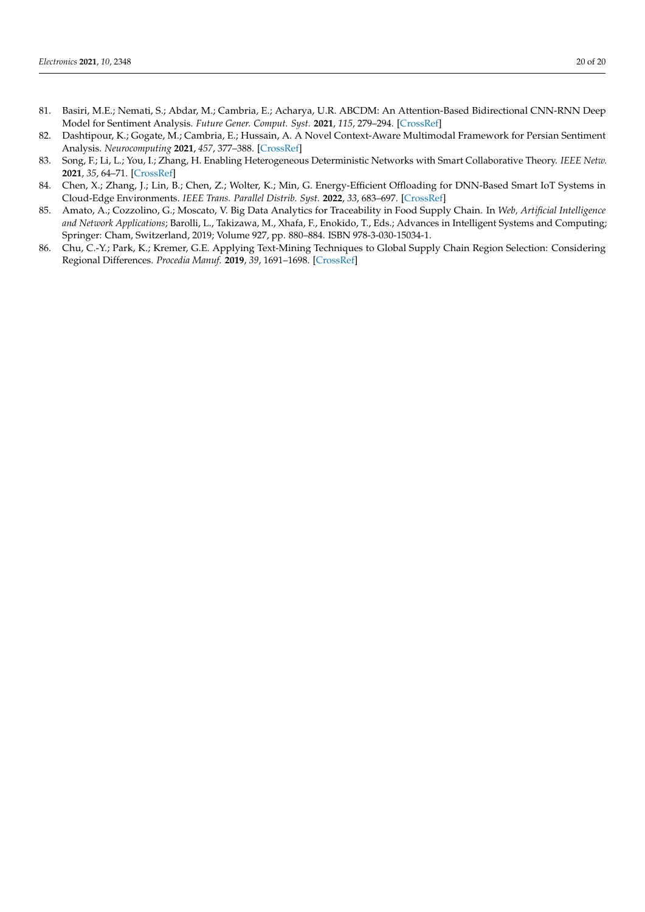81. Basiri, M.E.; Nemati, S.; Abdar, M.; Cambria, E.; Acharya, U.R. ABCDM: An Attention-Based Bidirectional CNN-RNN Deep Model for Sentiment Analysis. *Future Gener. Comput. Syst.* **2021**, *115*, 279–294. [CrossRef]
82. Dashtipour, K.; Gogate, M.; Cambria, E.; Hussain, A. A Novel Context-Aware Multimodal Framework for Persian Sentiment Analysis. *Neurocomputing* **2021**, *457*, 377–388. [CrossRef]
83. Song, F.; Li, L.; You, I.; Zhang, H. Enabling Heterogeneous Deterministic Networks with Smart Collaborative Theory. *IEEE Netw.* **2021**, *35*, 64–71. [CrossRef]
84. Chen, X.; Zhang, J.; Lin, B.; Chen, Z.; Wolter, K.; Min, G. Energy-Efficient Offloading for DNN-Based Smart IoT Systems in Cloud-Edge Environments. *IEEE Trans. Parallel Distrib. Syst.* **2022**, *33*, 683–697. [CrossRef]
85. Amato, A.; Cozzolino, G.; Moscato, V. Big Data Analytics for Traceability in Food Supply Chain. In *Web, Artificial Intelligence and Network Applications*; Barolli, L., Takizawa, M., Xhafa, F., Enokido, T., Eds.; Advances in Intelligent Systems and Computing; Springer: Cham, Switzerland, 2019; Volume 927, pp. 880–884. ISBN 978-3-030-15034-1.
86. Chu, C.-Y.; Park, K.; Kremer, G.E. Applying Text-Mining Techniques to Global Supply Chain Region Selection: Considering Regional Differences. *Procedia Manuf.* **2019**, *39*, 1691–1698. [CrossRef]